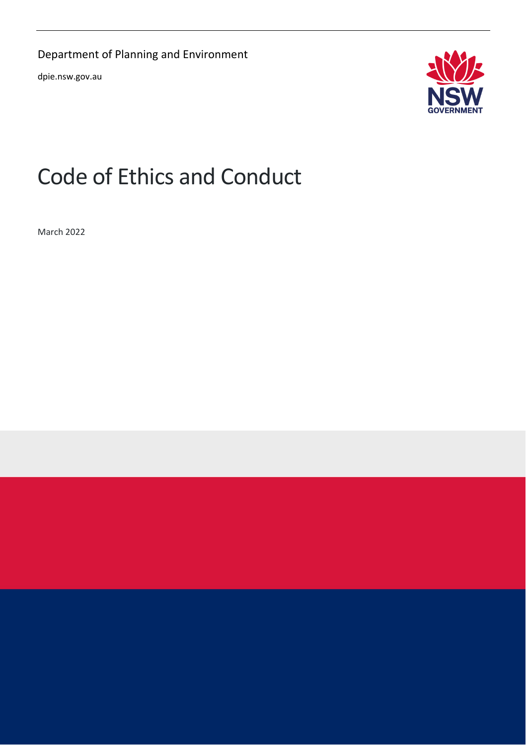Department of Planning and Environment

dpie.nsw.gov.au

# Code of Ethics and Conduct

March 2022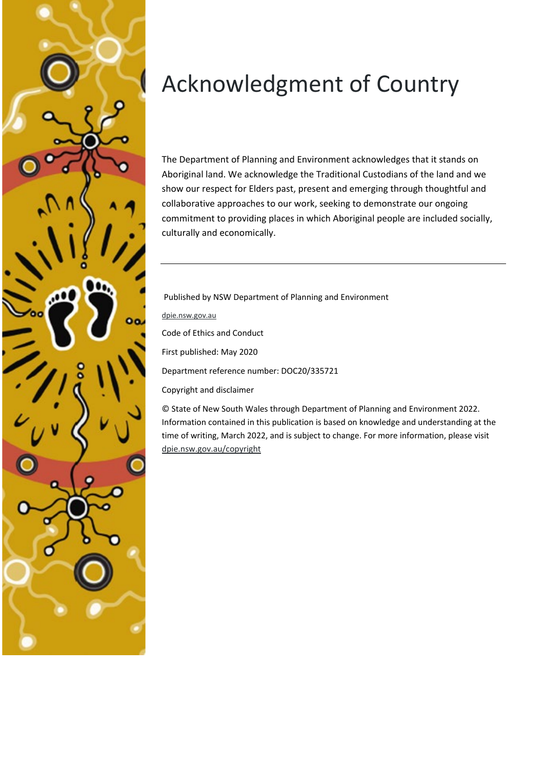# Acknowledgment of Country

The Department of Planning and Environment acknowledges that it stands on Aboriginal land. We acknowledge the Traditional Custodians of the land and we show our respect for Elders past, present and emerging through thoughtful and collaborative approaches to our work, seeking to demonstrate our ongoing commitment to providing places in which Aboriginal people are included socially, culturally and economically.

---

Published by NSW Department of Planning and Environment

dpie.nsw.gov.au

Code of Ethics and Conduct

First published: May 2020

Department reference number: DOC20/335721

Copyright and disclaimer

© State of New South Wales through Department of Planning and Environment 2022. Information contained in this publication is based on knowledge and understanding at the time of writing, March 2022, and is subject to change. For more information, please visit dpie.nsw.gov.au/copyright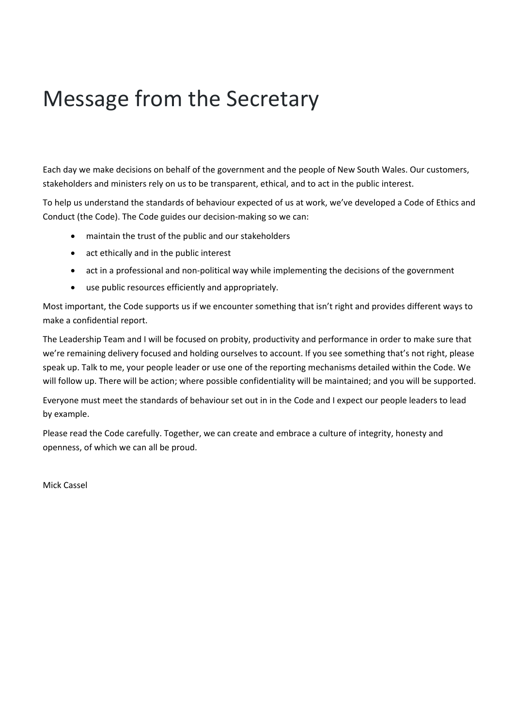# Message from the Secretary

Each day we make decisions on behalf of the government and the people of New South Wales. Our customers, stakeholders and ministers rely on us to be transparent, ethical, and to act in the public interest.

To help us understand the standards of behaviour expected of us at work, we've developed a Code of Ethics and Conduct (the Code). The Code guides our decision-making so we can:

- maintain the trust of the public and our stakeholders
- act ethically and in the public interest
- act in a professional and non-political way while implementing the decisions of the government
- use public resources efficiently and appropriately.

Most important, the Code supports us if we encounter something that isn't right and provides different ways to make a confidential report.

The Leadership Team and I will be focused on probity, productivity and performance in order to make sure that we're remaining delivery focused and holding ourselves to account. If you see something that's not right, please speak up. Talk to me, your people leader or use one of the reporting mechanisms detailed within the Code. We will follow up. There will be action; where possible confidentiality will be maintained; and you will be supported.

Everyone must meet the standards of behaviour set out in in the Code and I expect our people leaders to lead by example.

Please read the Code carefully. Together, we can create and embrace a culture of integrity, honesty and openness, of which we can all be proud.

Mick Cassel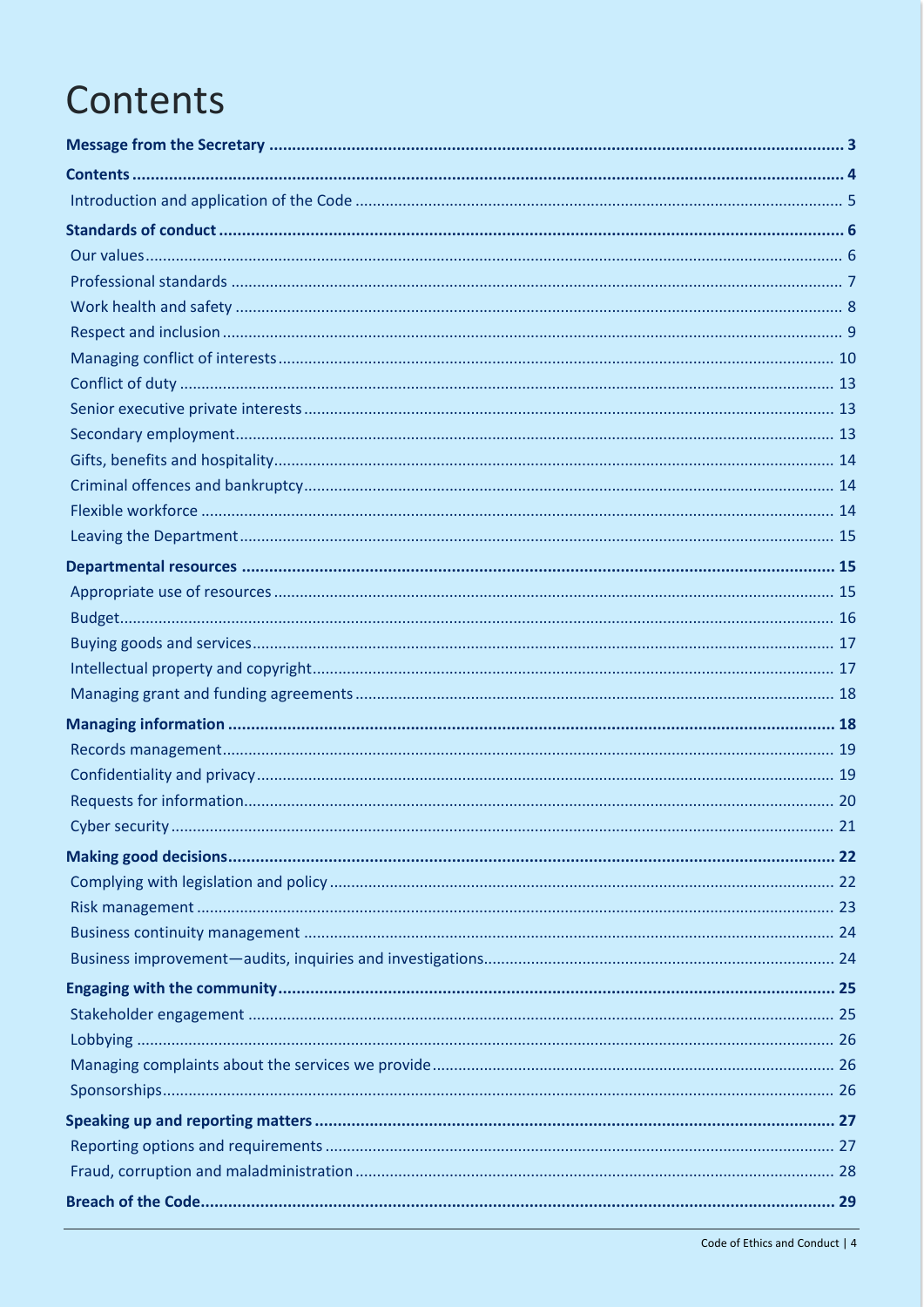# Contents

**Message from the Secretary** ..... **3**

**Contents** ..... **4**

Introduction and application of the Code ..... 5

**Standards of conduct** ..... **6**

Our values ..... 6

Professional standards ..... 7

Work health and safety ..... 8

Respect and inclusion ..... 9

Managing conflict of interests ..... 10

Conflict of duty ..... 13

Senior executive private interests ..... 13

Secondary employment ..... 13

Gifts, benefits and hospitality ..... 14

Criminal offences and bankruptcy ..... 14

Flexible workforce ..... 14

Leaving the Department ..... 15

**Departmental resources** ..... **15**

Appropriate use of resources ..... 15

Budget ..... 16

Buying goods and services ..... 17

Intellectual property and copyright ..... 17

Managing grant and funding agreements ..... 18

**Managing information** ..... **18**

Records management ..... 19

Confidentiality and privacy ..... 19

Requests for information ..... 20

Cyber security ..... 21

**Making good decisions** ..... **22**

Complying with legislation and policy ..... 22

Risk management ..... 23

Business continuity management ..... 24

Business improvement—audits, inquiries and investigations ..... 24

**Engaging with the community** ..... **25**

Stakeholder engagement ..... 25

Lobbying ..... 26

Managing complaints about the services we provide ..... 26

Sponsorships ..... 26

**Speaking up and reporting matters** ..... **27**

Reporting options and requirements ..... 27

Fraud, corruption and maladministration ..... 28

**Breach of the Code** ..... **29**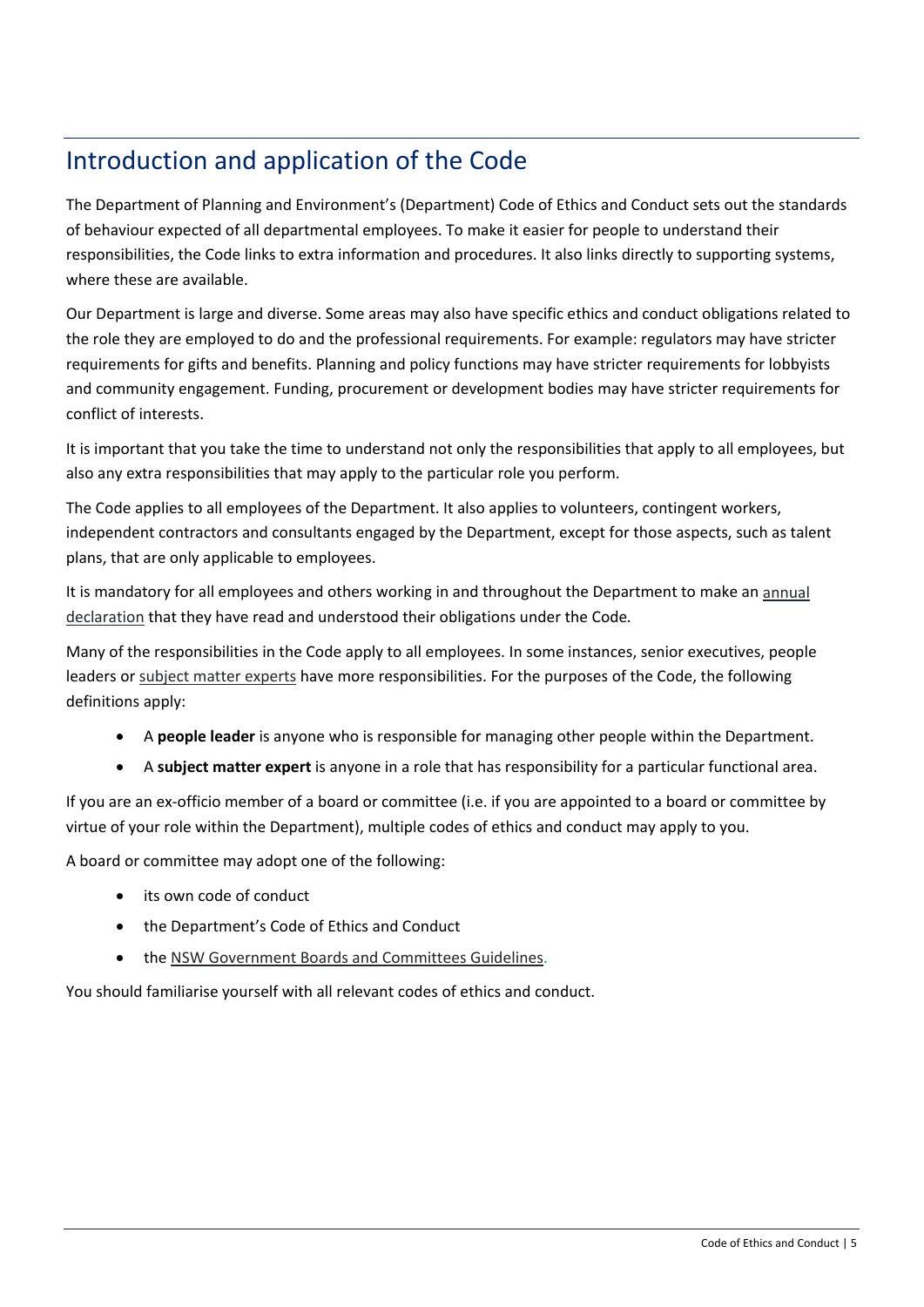# Introduction and application of the Code

The Department of Planning and Environment's (Department) Code of Ethics and Conduct sets out the standards of behaviour expected of all departmental employees. To make it easier for people to understand their responsibilities, the Code links to extra information and procedures. It also links directly to supporting systems, where these are available.

Our Department is large and diverse. Some areas may also have specific ethics and conduct obligations related to the role they are employed to do and the professional requirements. For example: regulators may have stricter requirements for gifts and benefits. Planning and policy functions may have stricter requirements for lobbyists and community engagement. Funding, procurement or development bodies may have stricter requirements for conflict of interests.

It is important that you take the time to understand not only the responsibilities that apply to all employees, but also any extra responsibilities that may apply to the particular role you perform.

The Code applies to all employees of the Department. It also applies to volunteers, contingent workers, independent contractors and consultants engaged by the Department, except for those aspects, such as talent plans, that are only applicable to employees.

It is mandatory for all employees and others working in and throughout the Department to make an annual declaration that they have read and understood their obligations under the Code.

Many of the responsibilities in the Code apply to all employees. In some instances, senior executives, people leaders or subject matter experts have more responsibilities. For the purposes of the Code, the following definitions apply:

- A **people leader** is anyone who is responsible for managing other people within the Department.
- A **subject matter expert** is anyone in a role that has responsibility for a particular functional area.

If you are an ex-officio member of a board or committee (i.e. if you are appointed to a board or committee by virtue of your role within the Department), multiple codes of ethics and conduct may apply to you.

A board or committee may adopt one of the following:

- its own code of conduct
- the Department's Code of Ethics and Conduct
- the NSW Government Boards and Committees Guidelines.

You should familiarise yourself with all relevant codes of ethics and conduct.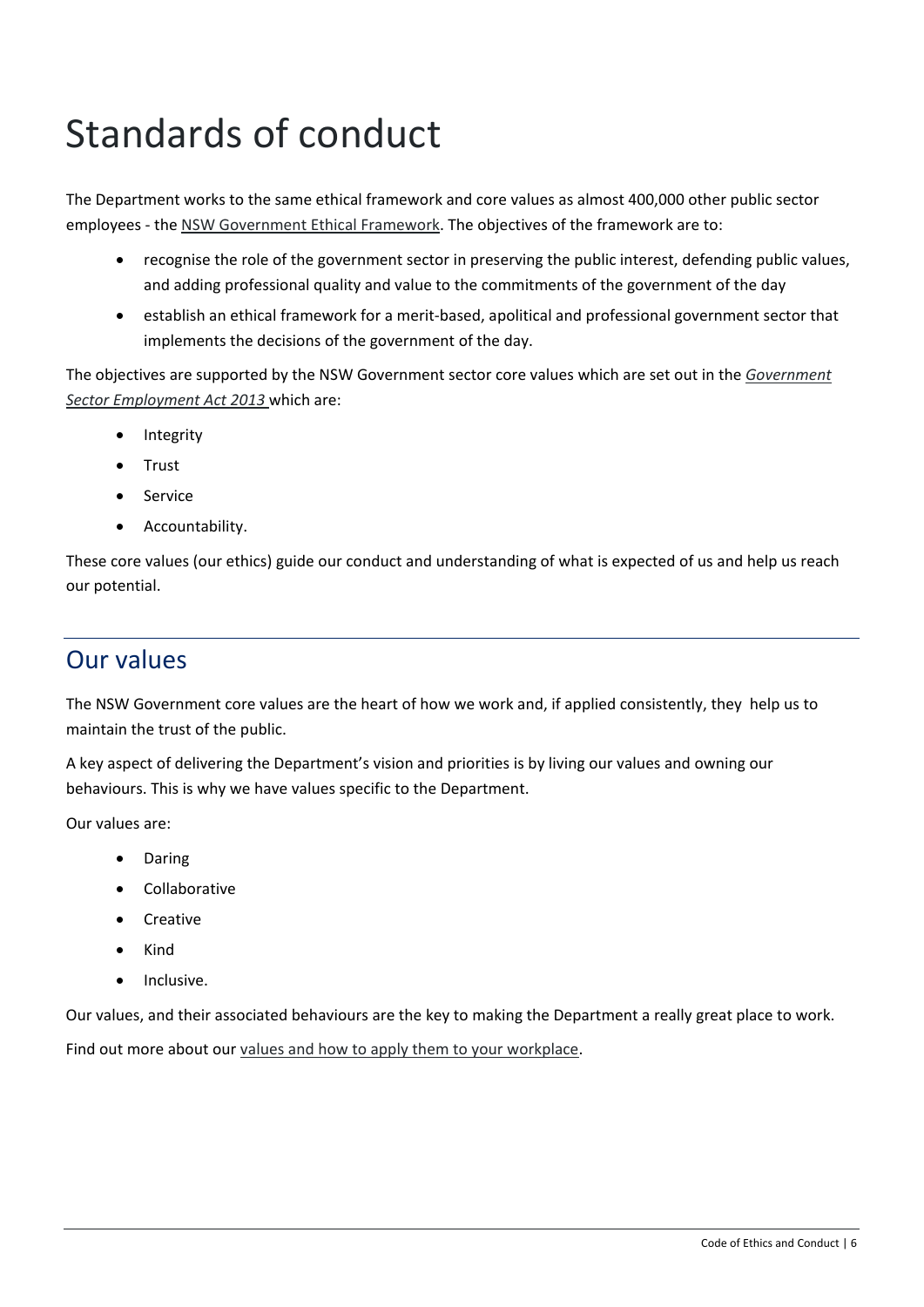# Standards of conduct

The Department works to the same ethical framework and core values as almost 400,000 other public sector employees - the NSW Government Ethical Framework. The objectives of the framework are to:

- recognise the role of the government sector in preserving the public interest, defending public values, and adding professional quality and value to the commitments of the government of the day
- establish an ethical framework for a merit-based, apolitical and professional government sector that implements the decisions of the government of the day.

The objectives are supported by the NSW Government sector core values which are set out in the *Government Sector Employment Act 2013* which are:

- Integrity
- Trust
- Service
- Accountability.

These core values (our ethics) guide our conduct and understanding of what is expected of us and help us reach our potential.

## Our values

The NSW Government core values are the heart of how we work and, if applied consistently, they help us to maintain the trust of the public.

A key aspect of delivering the Department's vision and priorities is by living our values and owning our behaviours. This is why we have values specific to the Department.

Our values are:

- Daring
- Collaborative
- Creative
- Kind
- Inclusive.

Our values, and their associated behaviours are the key to making the Department a really great place to work.

Find out more about our values and how to apply them to your workplace.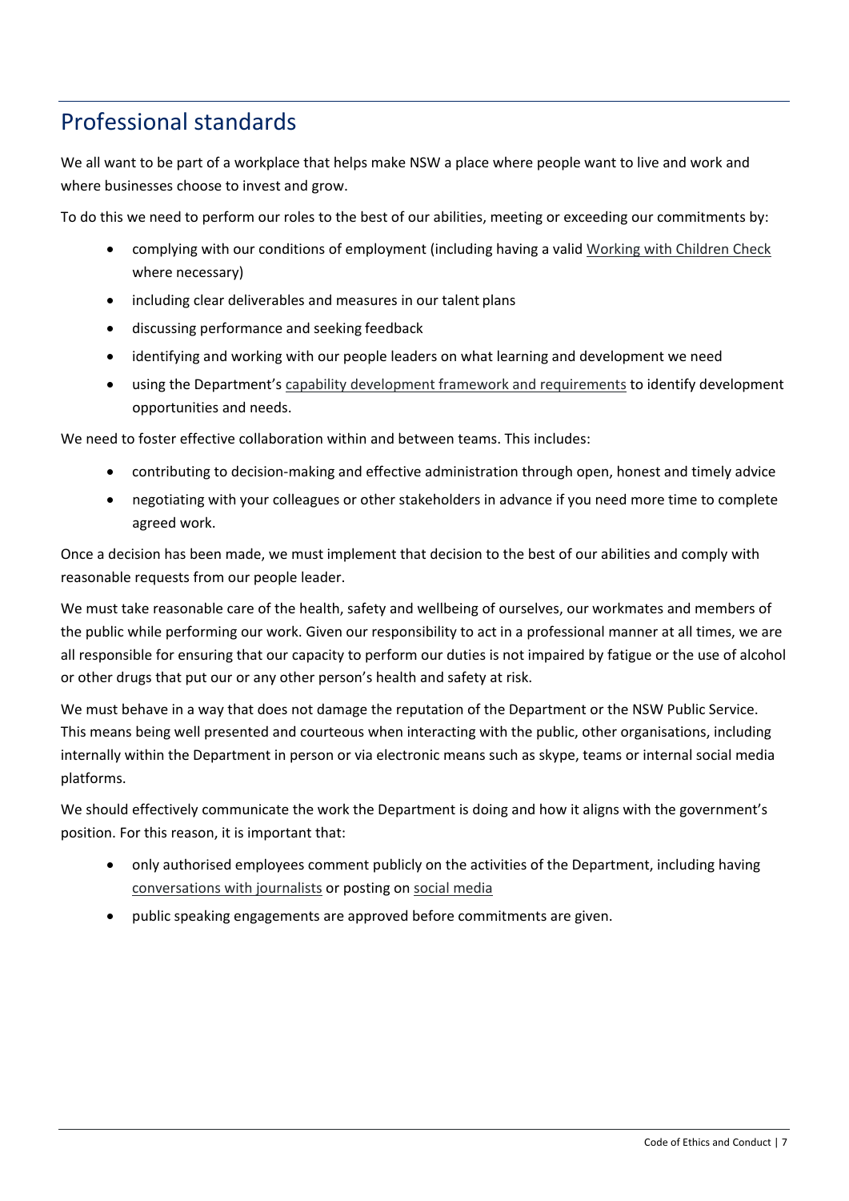## Professional standards

We all want to be part of a workplace that helps make NSW a place where people want to live and work and where businesses choose to invest and grow.

To do this we need to perform our roles to the best of our abilities, meeting or exceeding our commitments by:

- complying with our conditions of employment (including having a valid Working with Children Check where necessary)
- including clear deliverables and measures in our talent plans
- discussing performance and seeking feedback
- identifying and working with our people leaders on what learning and development we need
- using the Department's capability development framework and requirements to identify development opportunities and needs.

We need to foster effective collaboration within and between teams. This includes:

- contributing to decision-making and effective administration through open, honest and timely advice
- negotiating with your colleagues or other stakeholders in advance if you need more time to complete agreed work.

Once a decision has been made, we must implement that decision to the best of our abilities and comply with reasonable requests from our people leader.

We must take reasonable care of the health, safety and wellbeing of ourselves, our workmates and members of the public while performing our work. Given our responsibility to act in a professional manner at all times, we are all responsible for ensuring that our capacity to perform our duties is not impaired by fatigue or the use of alcohol or other drugs that put our or any other person's health and safety at risk.

We must behave in a way that does not damage the reputation of the Department or the NSW Public Service. This means being well presented and courteous when interacting with the public, other organisations, including internally within the Department in person or via electronic means such as skype, teams or internal social media platforms.

We should effectively communicate the work the Department is doing and how it aligns with the government's position. For this reason, it is important that:

- only authorised employees comment publicly on the activities of the Department, including having conversations with journalists or posting on social media
- public speaking engagements are approved before commitments are given.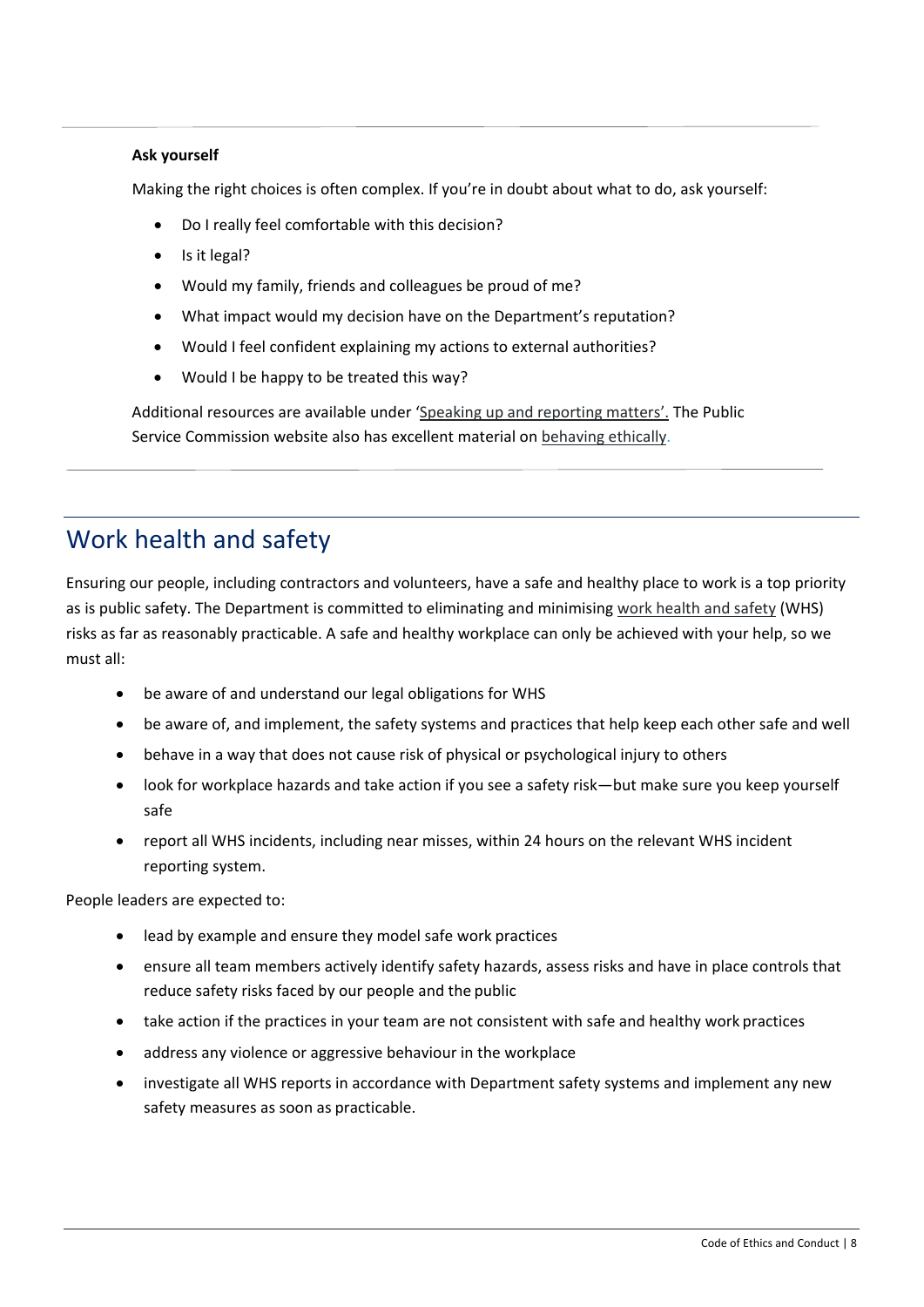**Ask yourself**

Making the right choices is often complex. If you're in doubt about what to do, ask yourself:

- Do I really feel comfortable with this decision?
- Is it legal?
- Would my family, friends and colleagues be proud of me?
- What impact would my decision have on the Department's reputation?
- Would I feel confident explaining my actions to external authorities?
- Would I be happy to be treated this way?

Additional resources are available under 'Speaking up and reporting matters'. The Public Service Commission website also has excellent material on behaving ethically.

## Work health and safety

Ensuring our people, including contractors and volunteers, have a safe and healthy place to work is a top priority as is public safety. The Department is committed to eliminating and minimising work health and safety (WHS) risks as far as reasonably practicable. A safe and healthy workplace can only be achieved with your help, so we must all:

- be aware of and understand our legal obligations for WHS
- be aware of, and implement, the safety systems and practices that help keep each other safe and well
- behave in a way that does not cause risk of physical or psychological injury to others
- look for workplace hazards and take action if you see a safety risk—but make sure you keep yourself safe
- report all WHS incidents, including near misses, within 24 hours on the relevant WHS incident reporting system.

People leaders are expected to:

- lead by example and ensure they model safe work practices
- ensure all team members actively identify safety hazards, assess risks and have in place controls that reduce safety risks faced by our people and the public
- take action if the practices in your team are not consistent with safe and healthy work practices
- address any violence or aggressive behaviour in the workplace
- investigate all WHS reports in accordance with Department safety systems and implement any new safety measures as soon as practicable.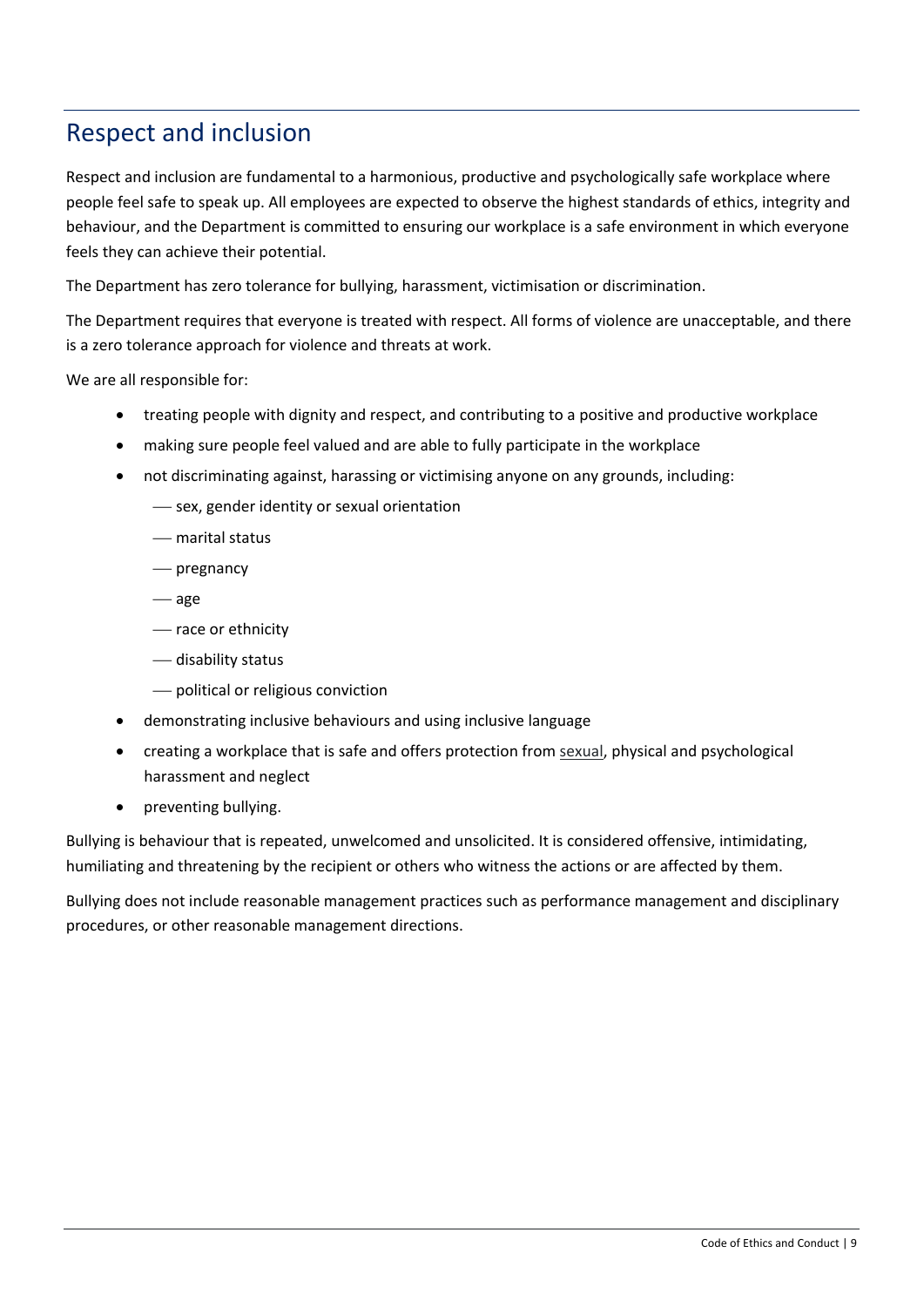## Respect and inclusion

Respect and inclusion are fundamental to a harmonious, productive and psychologically safe workplace where people feel safe to speak up. All employees are expected to observe the highest standards of ethics, integrity and behaviour, and the Department is committed to ensuring our workplace is a safe environment in which everyone feels they can achieve their potential.

The Department has zero tolerance for bullying, harassment, victimisation or discrimination.

The Department requires that everyone is treated with respect. All forms of violence are unacceptable, and there is a zero tolerance approach for violence and threats at work.

We are all responsible for:

- treating people with dignity and respect, and contributing to a positive and productive workplace
- making sure people feel valued and are able to fully participate in the workplace
- not discriminating against, harassing or victimising anyone on any grounds, including:
  - sex, gender identity or sexual orientation
  - marital status
  - pregnancy
  - age
  - race or ethnicity
  - disability status
  - political or religious conviction
- demonstrating inclusive behaviours and using inclusive language
- creating a workplace that is safe and offers protection from sexual, physical and psychological harassment and neglect
- preventing bullying.

Bullying is behaviour that is repeated, unwelcomed and unsolicited. It is considered offensive, intimidating, humiliating and threatening by the recipient or others who witness the actions or are affected by them.

Bullying does not include reasonable management practices such as performance management and disciplinary procedures, or other reasonable management directions.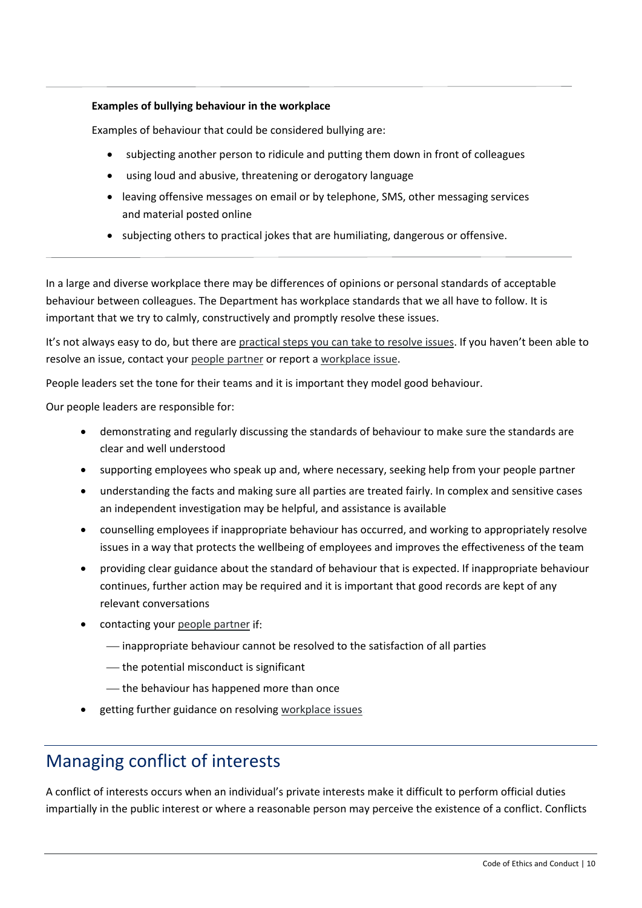**Examples of bullying behaviour in the workplace**

Examples of behaviour that could be considered bullying are:

- subjecting another person to ridicule and putting them down in front of colleagues
- using loud and abusive, threatening or derogatory language
- leaving offensive messages on email or by telephone, SMS, other messaging services and material posted online
- subjecting others to practical jokes that are humiliating, dangerous or offensive.

In a large and diverse workplace there may be differences of opinions or personal standards of acceptable behaviour between colleagues. The Department has workplace standards that we all have to follow. It is important that we try to calmly, constructively and promptly resolve these issues.

It's not always easy to do, but there are practical steps you can take to resolve issues. If you haven't been able to resolve an issue, contact your people partner or report a workplace issue.

People leaders set the tone for their teams and it is important they model good behaviour.

Our people leaders are responsible for:

- demonstrating and regularly discussing the standards of behaviour to make sure the standards are clear and well understood
- supporting employees who speak up and, where necessary, seeking help from your people partner
- understanding the facts and making sure all parties are treated fairly. In complex and sensitive cases an independent investigation may be helpful, and assistance is available
- counselling employees if inappropriate behaviour has occurred, and working to appropriately resolve issues in a way that protects the wellbeing of employees and improves the effectiveness of the team
- providing clear guidance about the standard of behaviour that is expected. If inappropriate behaviour continues, further action may be required and it is important that good records are kept of any relevant conversations
- contacting your people partner if:
  - inappropriate behaviour cannot be resolved to the satisfaction of all parties
  - the potential misconduct is significant
  - the behaviour has happened more than once
- getting further guidance on resolving workplace issues

## Managing conflict of interests

A conflict of interests occurs when an individual's private interests make it difficult to perform official duties impartially in the public interest or where a reasonable person may perceive the existence of a conflict. Conflicts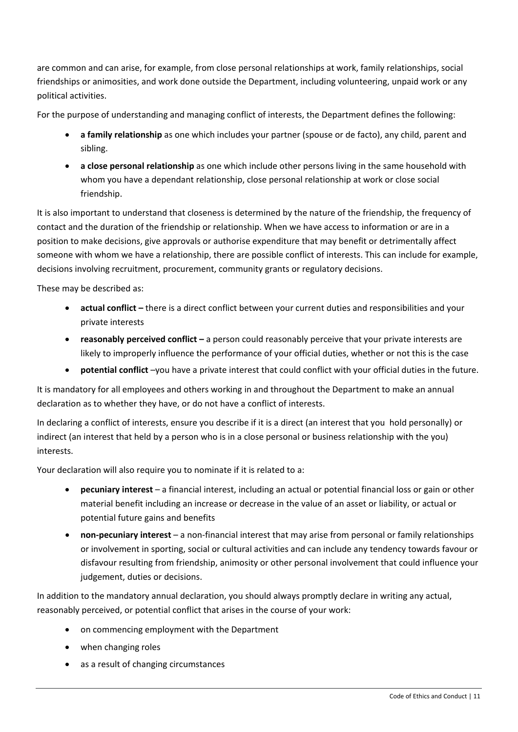are common and can arise, for example, from close personal relationships at work, family relationships, social friendships or animosities, and work done outside the Department, including volunteering, unpaid work or any political activities.

For the purpose of understanding and managing conflict of interests, the Department defines the following:

- **a family relationship** as one which includes your partner (spouse or de facto), any child, parent and sibling.
- **a close personal relationship** as one which include other persons living in the same household with whom you have a dependant relationship, close personal relationship at work or close social friendship.

It is also important to understand that closeness is determined by the nature of the friendship, the frequency of contact and the duration of the friendship or relationship. When we have access to information or are in a position to make decisions, give approvals or authorise expenditure that may benefit or detrimentally affect someone with whom we have a relationship, there are possible conflict of interests. This can include for example, decisions involving recruitment, procurement, community grants or regulatory decisions.

These may be described as:

- **actual conflict –** there is a direct conflict between your current duties and responsibilities and your private interests
- **reasonably perceived conflict –** a person could reasonably perceive that your private interests are likely to improperly influence the performance of your official duties, whether or not this is the case
- **potential conflict** –you have a private interest that could conflict with your official duties in the future.

It is mandatory for all employees and others working in and throughout the Department to make an annual declaration as to whether they have, or do not have a conflict of interests.

In declaring a conflict of interests, ensure you describe if it is a direct (an interest that you hold personally) or indirect (an interest that held by a person who is in a close personal or business relationship with the you) interests.

Your declaration will also require you to nominate if it is related to a:

- **pecuniary interest** – a financial interest, including an actual or potential financial loss or gain or other material benefit including an increase or decrease in the value of an asset or liability, or actual or potential future gains and benefits
- **non-pecuniary interest** – a non-financial interest that may arise from personal or family relationships or involvement in sporting, social or cultural activities and can include any tendency towards favour or disfavour resulting from friendship, animosity or other personal involvement that could influence your judgement, duties or decisions.

In addition to the mandatory annual declaration, you should always promptly declare in writing any actual, reasonably perceived, or potential conflict that arises in the course of your work:

- on commencing employment with the Department
- when changing roles
- as a result of changing circumstances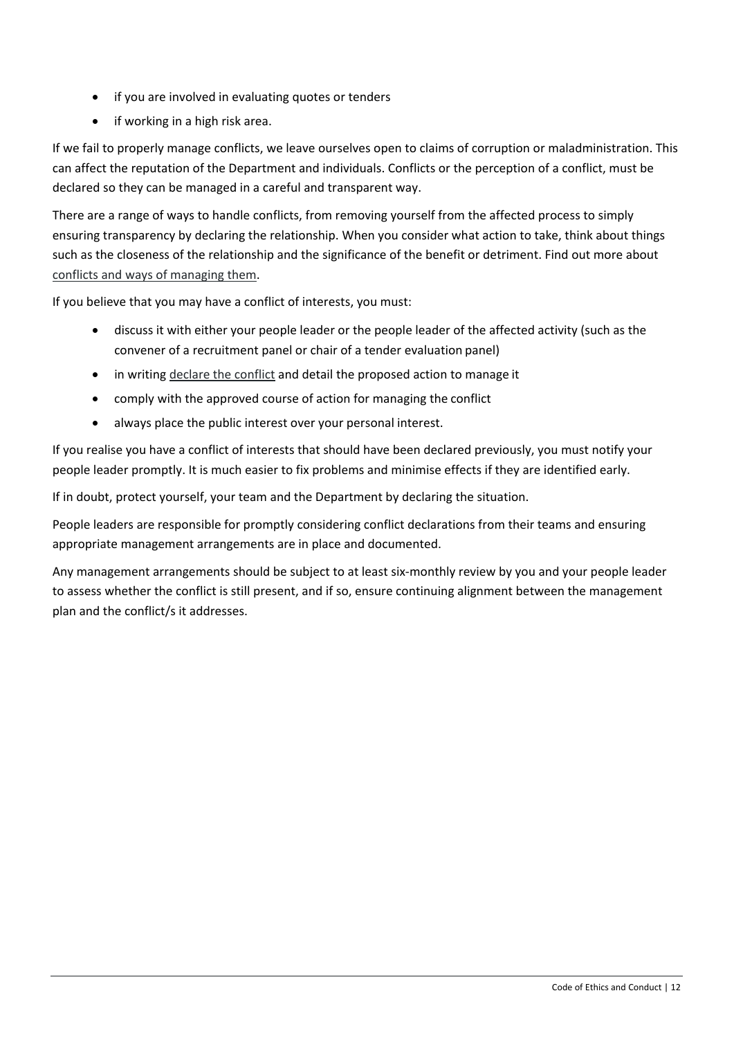- if you are involved in evaluating quotes or tenders
- if working in a high risk area.

If we fail to properly manage conflicts, we leave ourselves open to claims of corruption or maladministration. This can affect the reputation of the Department and individuals. Conflicts or the perception of a conflict, must be declared so they can be managed in a careful and transparent way.

There are a range of ways to handle conflicts, from removing yourself from the affected process to simply ensuring transparency by declaring the relationship. When you consider what action to take, think about things such as the closeness of the relationship and the significance of the benefit or detriment. Find out more about conflicts and ways of managing them.

If you believe that you may have a conflict of interests, you must:

- discuss it with either your people leader or the people leader of the affected activity (such as the convener of a recruitment panel or chair of a tender evaluation panel)
- in writing declare the conflict and detail the proposed action to manage it
- comply with the approved course of action for managing the conflict
- always place the public interest over your personal interest.

If you realise you have a conflict of interests that should have been declared previously, you must notify your people leader promptly. It is much easier to fix problems and minimise effects if they are identified early.

If in doubt, protect yourself, your team and the Department by declaring the situation.

People leaders are responsible for promptly considering conflict declarations from their teams and ensuring appropriate management arrangements are in place and documented.

Any management arrangements should be subject to at least six-monthly review by you and your people leader to assess whether the conflict is still present, and if so, ensure continuing alignment between the management plan and the conflict/s it addresses.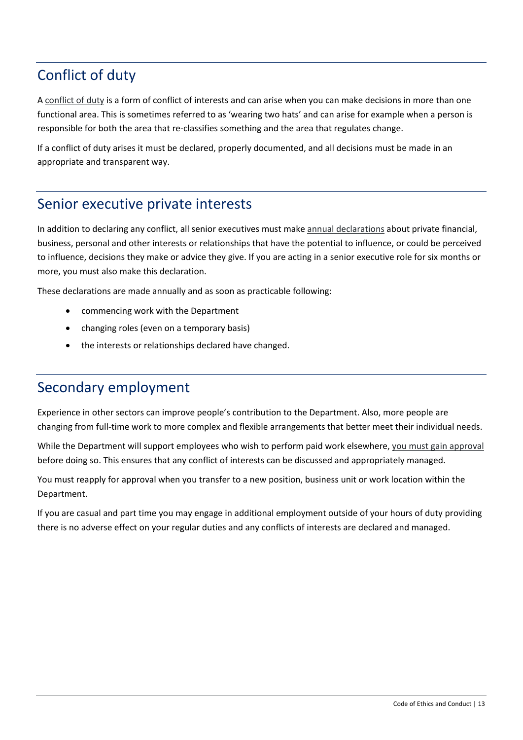## Conflict of duty

A conflict of duty is a form of conflict of interests and can arise when you can make decisions in more than one functional area. This is sometimes referred to as 'wearing two hats' and can arise for example when a person is responsible for both the area that re-classifies something and the area that regulates change.

If a conflict of duty arises it must be declared, properly documented, and all decisions must be made in an appropriate and transparent way.

## Senior executive private interests

In addition to declaring any conflict, all senior executives must make annual declarations about private financial, business, personal and other interests or relationships that have the potential to influence, or could be perceived to influence, decisions they make or advice they give. If you are acting in a senior executive role for six months or more, you must also make this declaration.

These declarations are made annually and as soon as practicable following:

- commencing work with the Department
- changing roles (even on a temporary basis)
- the interests or relationships declared have changed.

## Secondary employment

Experience in other sectors can improve people's contribution to the Department. Also, more people are changing from full-time work to more complex and flexible arrangements that better meet their individual needs.

While the Department will support employees who wish to perform paid work elsewhere, you must gain approval before doing so. This ensures that any conflict of interests can be discussed and appropriately managed.

You must reapply for approval when you transfer to a new position, business unit or work location within the Department.

If you are casual and part time you may engage in additional employment outside of your hours of duty providing there is no adverse effect on your regular duties and any conflicts of interests are declared and managed.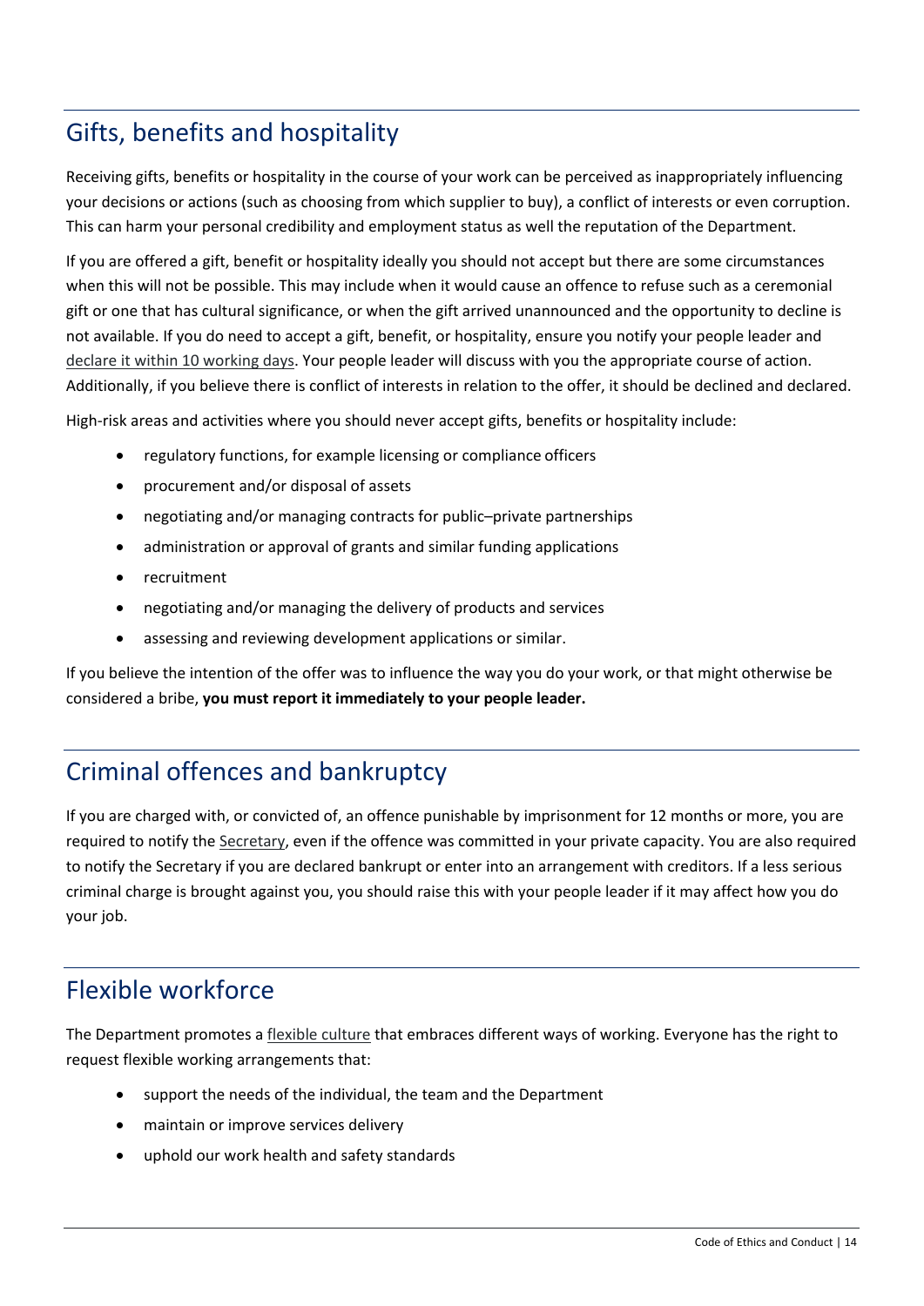## Gifts, benefits and hospitality

Receiving gifts, benefits or hospitality in the course of your work can be perceived as inappropriately influencing your decisions or actions (such as choosing from which supplier to buy), a conflict of interests or even corruption. This can harm your personal credibility and employment status as well the reputation of the Department.

If you are offered a gift, benefit or hospitality ideally you should not accept but there are some circumstances when this will not be possible. This may include when it would cause an offence to refuse such as a ceremonial gift or one that has cultural significance, or when the gift arrived unannounced and the opportunity to decline is not available. If you do need to accept a gift, benefit, or hospitality, ensure you notify your people leader and declare it within 10 working days. Your people leader will discuss with you the appropriate course of action. Additionally, if you believe there is conflict of interests in relation to the offer, it should be declined and declared.

High-risk areas and activities where you should never accept gifts, benefits or hospitality include:

- regulatory functions, for example licensing or compliance officers
- procurement and/or disposal of assets
- negotiating and/or managing contracts for public–private partnerships
- administration or approval of grants and similar funding applications
- recruitment
- negotiating and/or managing the delivery of products and services
- assessing and reviewing development applications or similar.

If you believe the intention of the offer was to influence the way you do your work, or that might otherwise be considered a bribe, **you must report it immediately to your people leader.**

## Criminal offences and bankruptcy

If you are charged with, or convicted of, an offence punishable by imprisonment for 12 months or more, you are required to notify the Secretary, even if the offence was committed in your private capacity. You are also required to notify the Secretary if you are declared bankrupt or enter into an arrangement with creditors. If a less serious criminal charge is brought against you, you should raise this with your people leader if it may affect how you do your job.

## Flexible workforce

The Department promotes a flexible culture that embraces different ways of working. Everyone has the right to request flexible working arrangements that:

- support the needs of the individual, the team and the Department
- maintain or improve services delivery
- uphold our work health and safety standards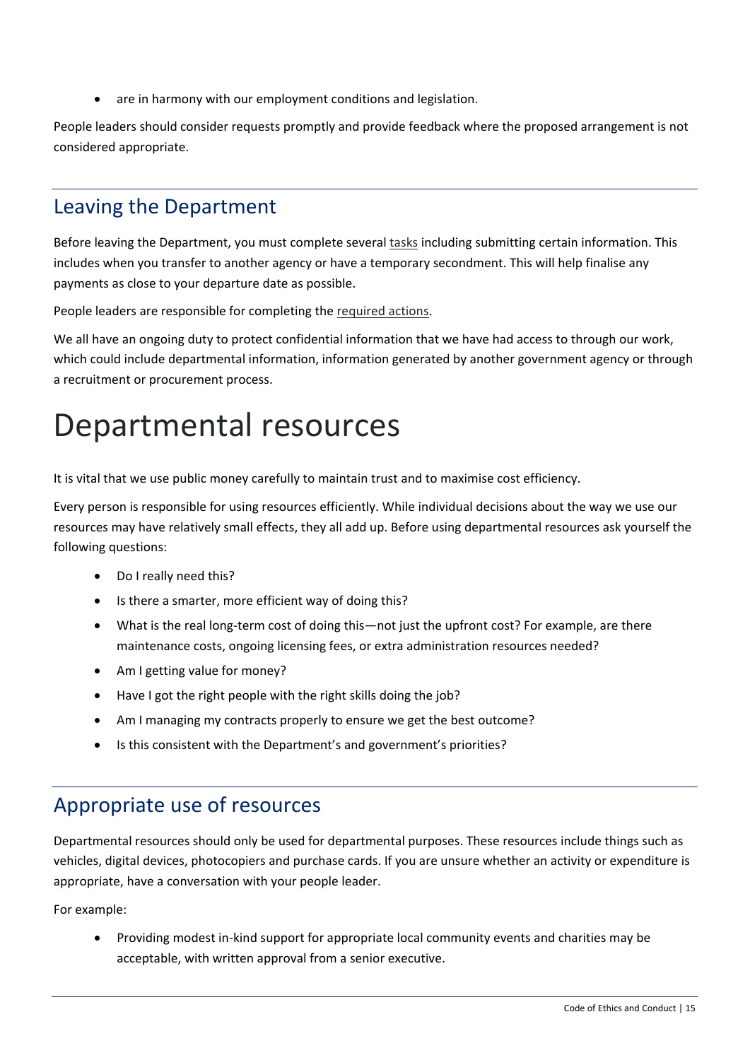- are in harmony with our employment conditions and legislation.

People leaders should consider requests promptly and provide feedback where the proposed arrangement is not considered appropriate.

## Leaving the Department

Before leaving the Department, you must complete several tasks including submitting certain information. This includes when you transfer to another agency or have a temporary secondment. This will help finalise any payments as close to your departure date as possible.

People leaders are responsible for completing the required actions.

We all have an ongoing duty to protect confidential information that we have had access to through our work, which could include departmental information, information generated by another government agency or through a recruitment or procurement process.

# Departmental resources

It is vital that we use public money carefully to maintain trust and to maximise cost efficiency.

Every person is responsible for using resources efficiently. While individual decisions about the way we use our resources may have relatively small effects, they all add up. Before using departmental resources ask yourself the following questions:

- Do I really need this?
- Is there a smarter, more efficient way of doing this?
- What is the real long-term cost of doing this—not just the upfront cost? For example, are there maintenance costs, ongoing licensing fees, or extra administration resources needed?
- Am I getting value for money?
- Have I got the right people with the right skills doing the job?
- Am I managing my contracts properly to ensure we get the best outcome?
- Is this consistent with the Department's and government's priorities?

## Appropriate use of resources

Departmental resources should only be used for departmental purposes. These resources include things such as vehicles, digital devices, photocopiers and purchase cards. If you are unsure whether an activity or expenditure is appropriate, have a conversation with your people leader.

For example:

- Providing modest in-kind support for appropriate local community events and charities may be acceptable, with written approval from a senior executive.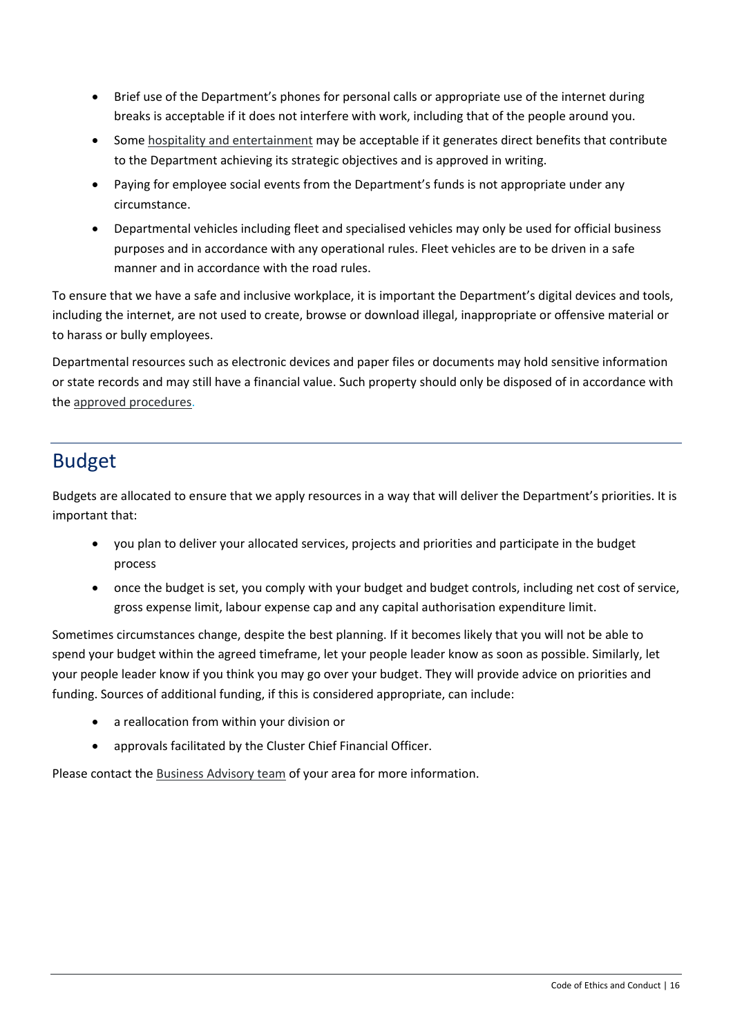- Brief use of the Department's phones for personal calls or appropriate use of the internet during breaks is acceptable if it does not interfere with work, including that of the people around you.
- Some hospitality and entertainment may be acceptable if it generates direct benefits that contribute to the Department achieving its strategic objectives and is approved in writing.
- Paying for employee social events from the Department's funds is not appropriate under any circumstance.
- Departmental vehicles including fleet and specialised vehicles may only be used for official business purposes and in accordance with any operational rules. Fleet vehicles are to be driven in a safe manner and in accordance with the road rules.

To ensure that we have a safe and inclusive workplace, it is important the Department's digital devices and tools, including the internet, are not used to create, browse or download illegal, inappropriate or offensive material or to harass or bully employees.

Departmental resources such as electronic devices and paper files or documents may hold sensitive information or state records and may still have a financial value. Such property should only be disposed of in accordance with the approved procedures.

## Budget

Budgets are allocated to ensure that we apply resources in a way that will deliver the Department's priorities. It is important that:

- you plan to deliver your allocated services, projects and priorities and participate in the budget process
- once the budget is set, you comply with your budget and budget controls, including net cost of service, gross expense limit, labour expense cap and any capital authorisation expenditure limit.

Sometimes circumstances change, despite the best planning. If it becomes likely that you will not be able to spend your budget within the agreed timeframe, let your people leader know as soon as possible. Similarly, let your people leader know if you think you may go over your budget. They will provide advice on priorities and funding. Sources of additional funding, if this is considered appropriate, can include:

- a reallocation from within your division or
- approvals facilitated by the Cluster Chief Financial Officer.

Please contact the Business Advisory team of your area for more information.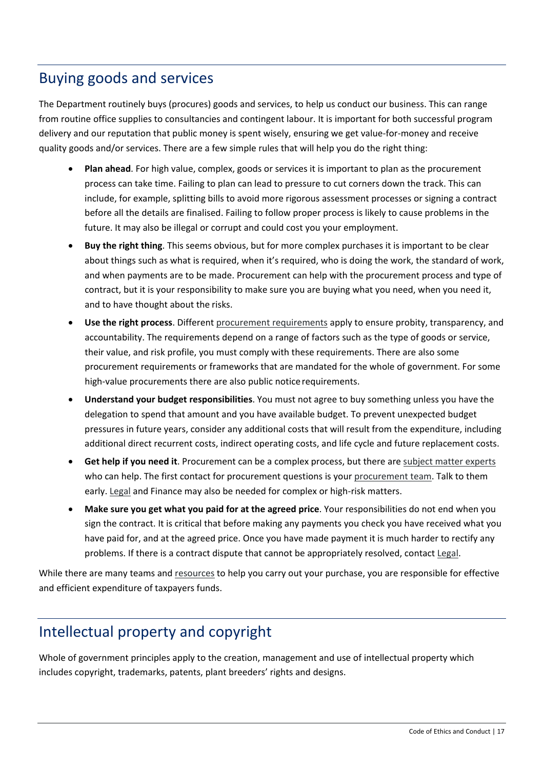## Buying goods and services

The Department routinely buys (procures) goods and services, to help us conduct our business. This can range from routine office supplies to consultancies and contingent labour. It is important for both successful program delivery and our reputation that public money is spent wisely, ensuring we get value-for-money and receive quality goods and/or services. There are a few simple rules that will help you do the right thing:

- **Plan ahead**. For high value, complex, goods or services it is important to plan as the procurement process can take time. Failing to plan can lead to pressure to cut corners down the track. This can include, for example, splitting bills to avoid more rigorous assessment processes or signing a contract before all the details are finalised. Failing to follow proper process is likely to cause problems in the future. It may also be illegal or corrupt and could cost you your employment.
- **Buy the right thing**. This seems obvious, but for more complex purchases it is important to be clear about things such as what is required, when it's required, who is doing the work, the standard of work, and when payments are to be made. Procurement can help with the procurement process and type of contract, but it is your responsibility to make sure you are buying what you need, when you need it, and to have thought about the risks.
- **Use the right process**. Different procurement requirements apply to ensure probity, transparency, and accountability. The requirements depend on a range of factors such as the type of goods or service, their value, and risk profile, you must comply with these requirements. There are also some procurement requirements or frameworks that are mandated for the whole of government. For some high-value procurements there are also public notice requirements.
- **Understand your budget responsibilities**. You must not agree to buy something unless you have the delegation to spend that amount and you have available budget. To prevent unexpected budget pressures in future years, consider any additional costs that will result from the expenditure, including additional direct recurrent costs, indirect operating costs, and life cycle and future replacement costs.
- **Get help if you need it**. Procurement can be a complex process, but there are subject matter experts who can help. The first contact for procurement questions is your procurement team. Talk to them early. Legal and Finance may also be needed for complex or high-risk matters.
- **Make sure you get what you paid for at the agreed price**. Your responsibilities do not end when you sign the contract. It is critical that before making any payments you check you have received what you have paid for, and at the agreed price. Once you have made payment it is much harder to rectify any problems. If there is a contract dispute that cannot be appropriately resolved, contact Legal.

While there are many teams and resources to help you carry out your purchase, you are responsible for effective and efficient expenditure of taxpayers funds.

## Intellectual property and copyright

Whole of government principles apply to the creation, management and use of intellectual property which includes copyright, trademarks, patents, plant breeders' rights and designs.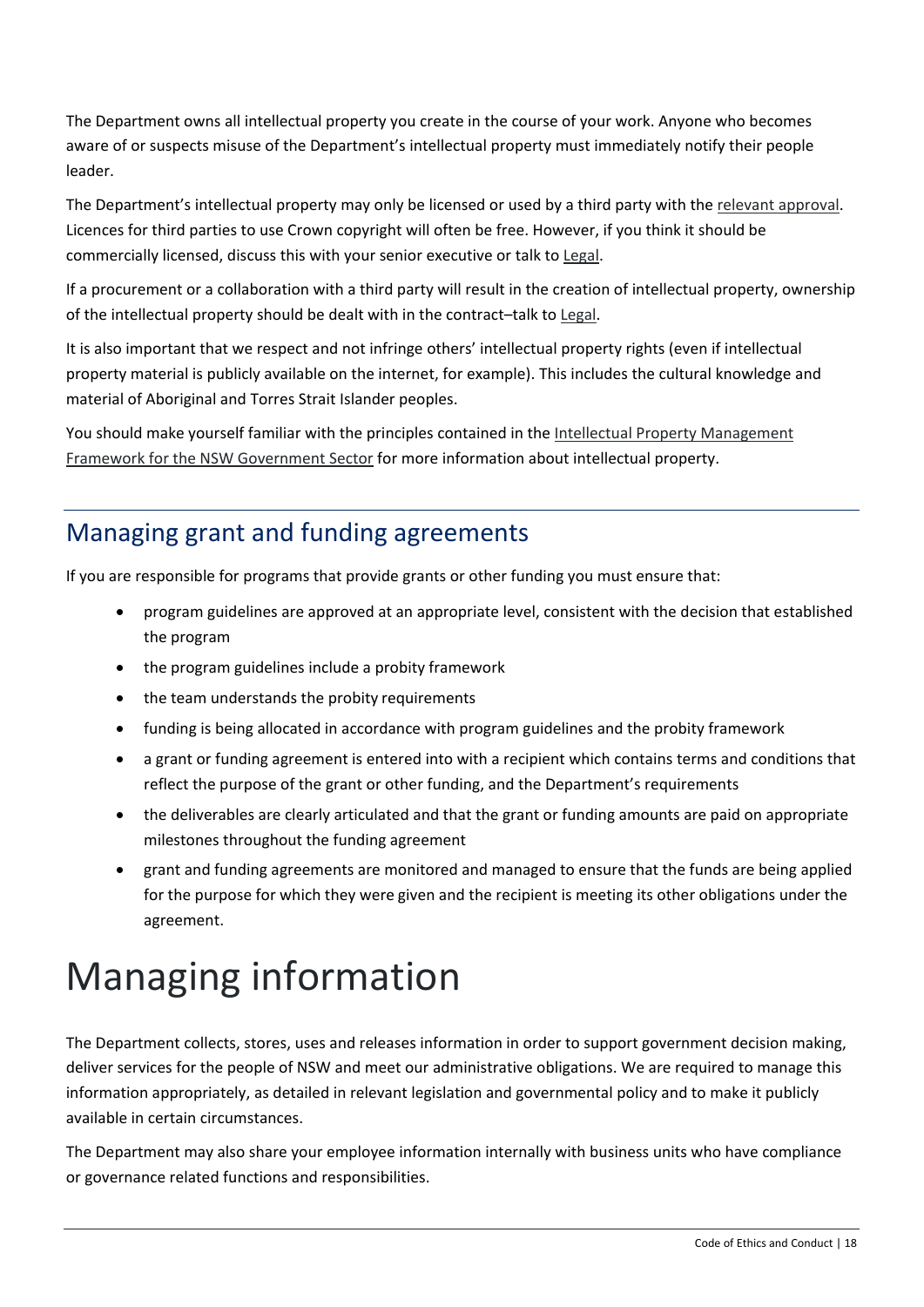The Department owns all intellectual property you create in the course of your work. Anyone who becomes aware of or suspects misuse of the Department's intellectual property must immediately notify their people leader.

The Department's intellectual property may only be licensed or used by a third party with the relevant approval. Licences for third parties to use Crown copyright will often be free. However, if you think it should be commercially licensed, discuss this with your senior executive or talk to Legal.

If a procurement or a collaboration with a third party will result in the creation of intellectual property, ownership of the intellectual property should be dealt with in the contract–talk to Legal.

It is also important that we respect and not infringe others' intellectual property rights (even if intellectual property material is publicly available on the internet, for example). This includes the cultural knowledge and material of Aboriginal and Torres Strait Islander peoples.

You should make yourself familiar with the principles contained in the Intellectual Property Management Framework for the NSW Government Sector for more information about intellectual property.

## Managing grant and funding agreements

If you are responsible for programs that provide grants or other funding you must ensure that:

- program guidelines are approved at an appropriate level, consistent with the decision that established the program
- the program guidelines include a probity framework
- the team understands the probity requirements
- funding is being allocated in accordance with program guidelines and the probity framework
- a grant or funding agreement is entered into with a recipient which contains terms and conditions that reflect the purpose of the grant or other funding, and the Department's requirements
- the deliverables are clearly articulated and that the grant or funding amounts are paid on appropriate milestones throughout the funding agreement
- grant and funding agreements are monitored and managed to ensure that the funds are being applied for the purpose for which they were given and the recipient is meeting its other obligations under the agreement.

# Managing information

The Department collects, stores, uses and releases information in order to support government decision making, deliver services for the people of NSW and meet our administrative obligations. We are required to manage this information appropriately, as detailed in relevant legislation and governmental policy and to make it publicly available in certain circumstances.

The Department may also share your employee information internally with business units who have compliance or governance related functions and responsibilities.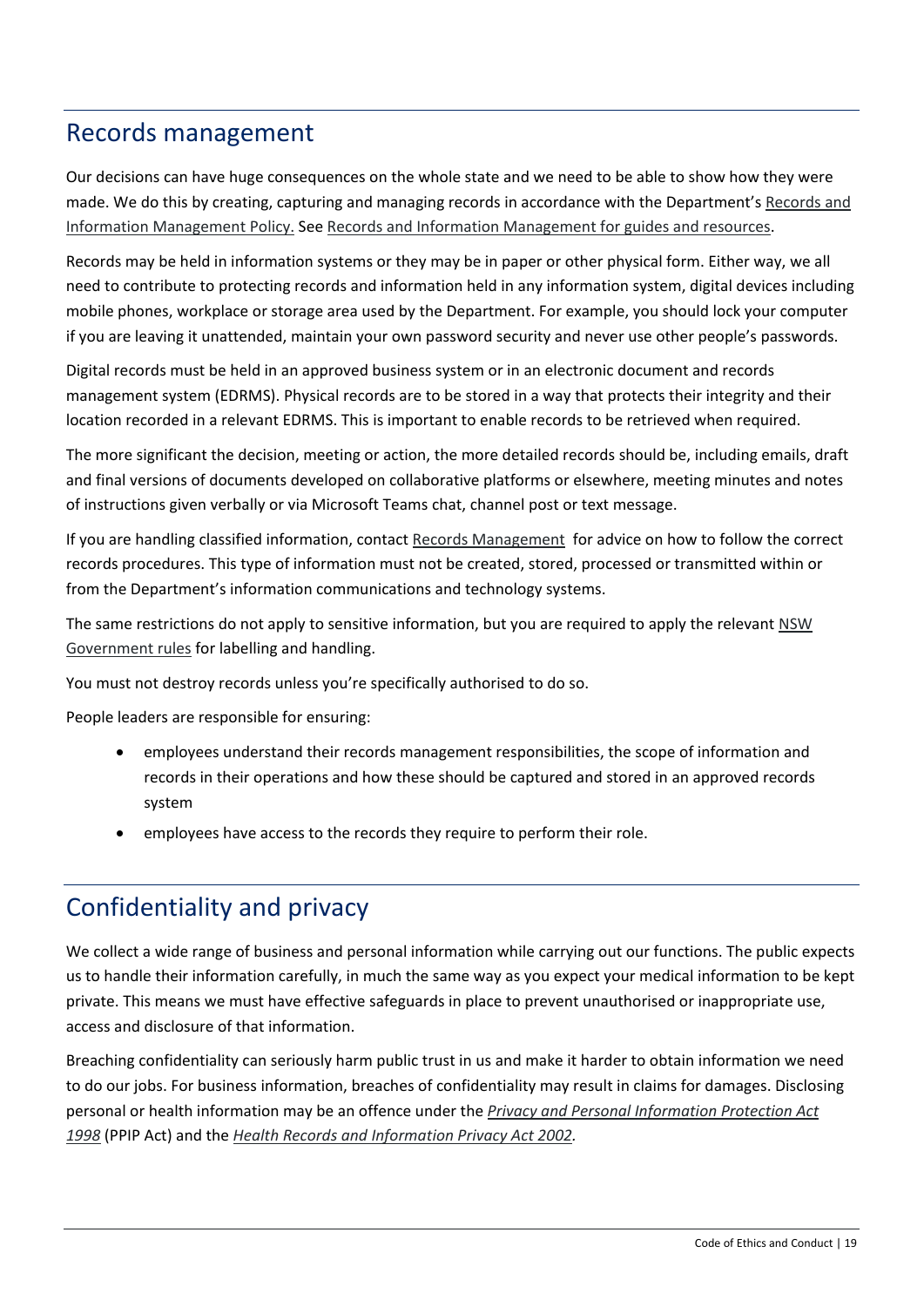## Records management

Our decisions can have huge consequences on the whole state and we need to be able to show how they were made. We do this by creating, capturing and managing records in accordance with the Department's Records and Information Management Policy. See Records and Information Management for guides and resources.

Records may be held in information systems or they may be in paper or other physical form. Either way, we all need to contribute to protecting records and information held in any information system, digital devices including mobile phones, workplace or storage area used by the Department. For example, you should lock your computer if you are leaving it unattended, maintain your own password security and never use other people's passwords.

Digital records must be held in an approved business system or in an electronic document and records management system (EDRMS). Physical records are to be stored in a way that protects their integrity and their location recorded in a relevant EDRMS. This is important to enable records to be retrieved when required.

The more significant the decision, meeting or action, the more detailed records should be, including emails, draft and final versions of documents developed on collaborative platforms or elsewhere, meeting minutes and notes of instructions given verbally or via Microsoft Teams chat, channel post or text message.

If you are handling classified information, contact Records Management for advice on how to follow the correct records procedures. This type of information must not be created, stored, processed or transmitted within or from the Department's information communications and technology systems.

The same restrictions do not apply to sensitive information, but you are required to apply the relevant NSW Government rules for labelling and handling.

You must not destroy records unless you're specifically authorised to do so.

People leaders are responsible for ensuring:

- employees understand their records management responsibilities, the scope of information and records in their operations and how these should be captured and stored in an approved records system
- employees have access to the records they require to perform their role.

## Confidentiality and privacy

We collect a wide range of business and personal information while carrying out our functions. The public expects us to handle their information carefully, in much the same way as you expect your medical information to be kept private. This means we must have effective safeguards in place to prevent unauthorised or inappropriate use, access and disclosure of that information.

Breaching confidentiality can seriously harm public trust in us and make it harder to obtain information we need to do our jobs. For business information, breaches of confidentiality may result in claims for damages. Disclosing personal or health information may be an offence under the *Privacy and Personal Information Protection Act 1998* (PPIP Act) and the *Health Records and Information Privacy Act 2002*.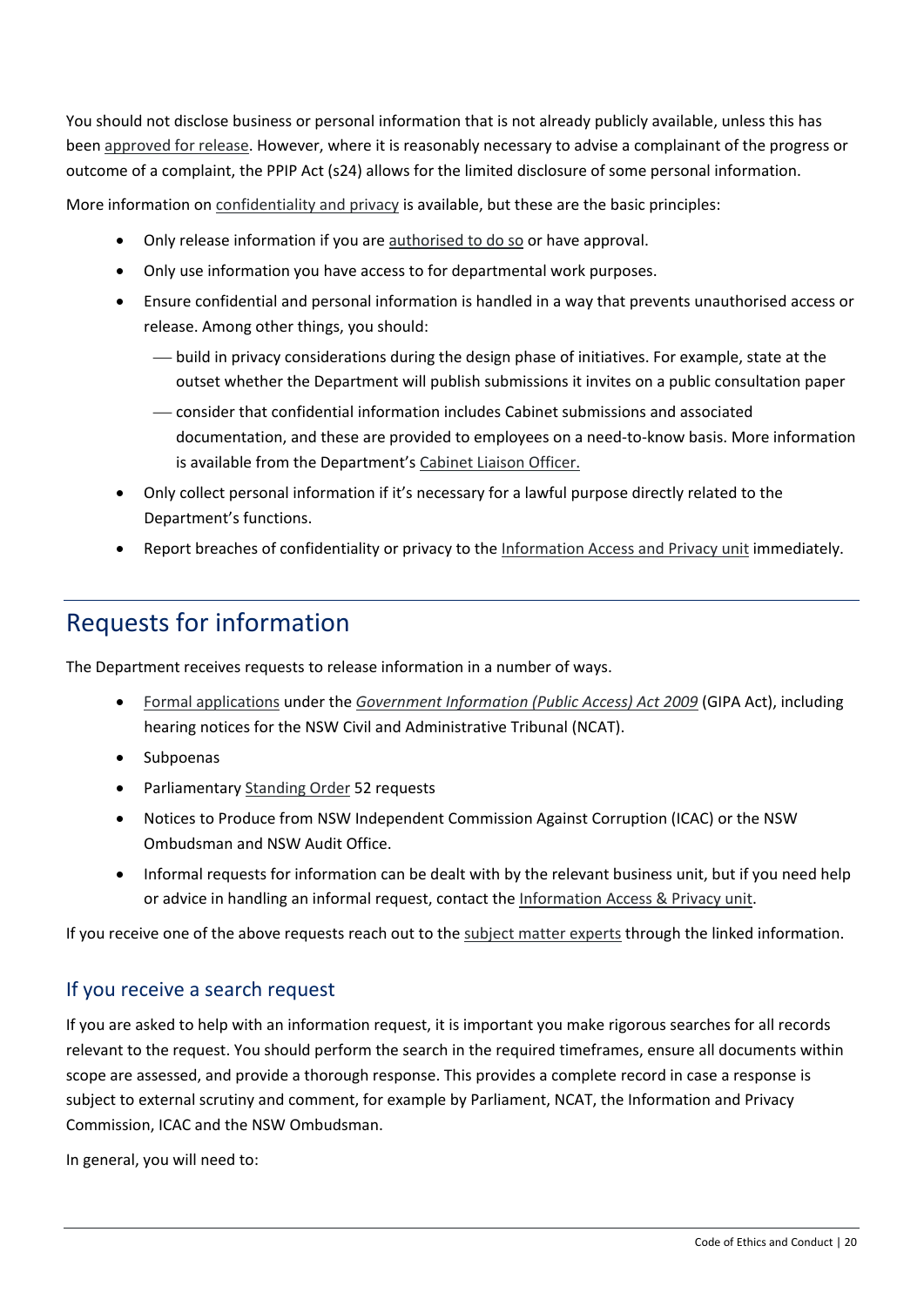You should not disclose business or personal information that is not already publicly available, unless this has been approved for release. However, where it is reasonably necessary to advise a complainant of the progress or outcome of a complaint, the PPIP Act (s24) allows for the limited disclosure of some personal information.

More information on confidentiality and privacy is available, but these are the basic principles:

- Only release information if you are authorised to do so or have approval.
- Only use information you have access to for departmental work purposes.
- Ensure confidential and personal information is handled in a way that prevents unauthorised access or release. Among other things, you should:
  - build in privacy considerations during the design phase of initiatives. For example, state at the outset whether the Department will publish submissions it invites on a public consultation paper
  - consider that confidential information includes Cabinet submissions and associated documentation, and these are provided to employees on a need-to-know basis. More information is available from the Department's Cabinet Liaison Officer.
- Only collect personal information if it's necessary for a lawful purpose directly related to the Department's functions.
- Report breaches of confidentiality or privacy to the Information Access and Privacy unit immediately.

## Requests for information

The Department receives requests to release information in a number of ways.

- Formal applications under the *Government Information (Public Access) Act 2009* (GIPA Act), including hearing notices for the NSW Civil and Administrative Tribunal (NCAT).
- Subpoenas
- Parliamentary Standing Order 52 requests
- Notices to Produce from NSW Independent Commission Against Corruption (ICAC) or the NSW Ombudsman and NSW Audit Office.
- Informal requests for information can be dealt with by the relevant business unit, but if you need help or advice in handling an informal request, contact the Information Access & Privacy unit.

If you receive one of the above requests reach out to the subject matter experts through the linked information.

### If you receive a search request

If you are asked to help with an information request, it is important you make rigorous searches for all records relevant to the request. You should perform the search in the required timeframes, ensure all documents within scope are assessed, and provide a thorough response. This provides a complete record in case a response is subject to external scrutiny and comment, for example by Parliament, NCAT, the Information and Privacy Commission, ICAC and the NSW Ombudsman.

In general, you will need to: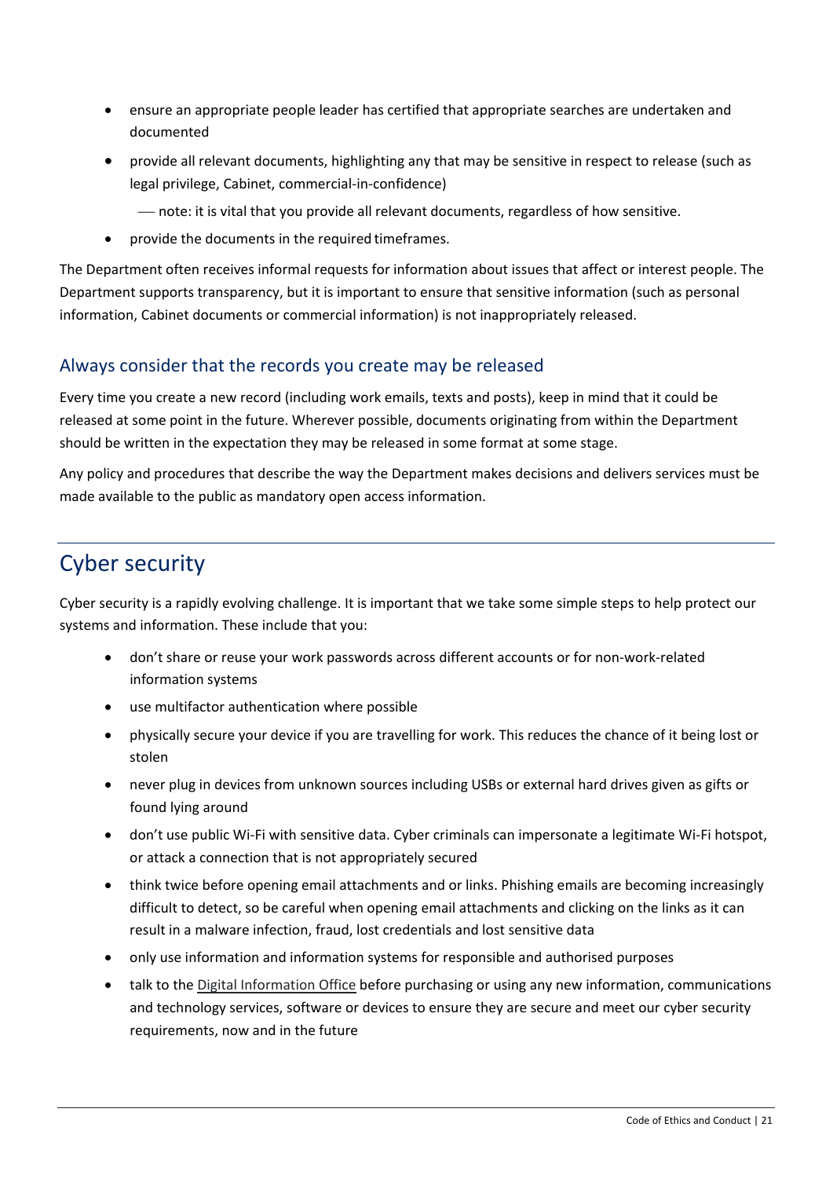- ensure an appropriate people leader has certified that appropriate searches are undertaken and documented
- provide all relevant documents, highlighting any that may be sensitive in respect to release (such as legal privilege, Cabinet, commercial-in-confidence)
    - note: it is vital that you provide all relevant documents, regardless of how sensitive.
- provide the documents in the required timeframes.

The Department often receives informal requests for information about issues that affect or interest people. The Department supports transparency, but it is important to ensure that sensitive information (such as personal information, Cabinet documents or commercial information) is not inappropriately released.

### Always consider that the records you create may be released

Every time you create a new record (including work emails, texts and posts), keep in mind that it could be released at some point in the future. Wherever possible, documents originating from within the Department should be written in the expectation they may be released in some format at some stage.

Any policy and procedures that describe the way the Department makes decisions and delivers services must be made available to the public as mandatory open access information.

## Cyber security

Cyber security is a rapidly evolving challenge. It is important that we take some simple steps to help protect our systems and information. These include that you:

- don't share or reuse your work passwords across different accounts or for non-work-related information systems
- use multifactor authentication where possible
- physically secure your device if you are travelling for work. This reduces the chance of it being lost or stolen
- never plug in devices from unknown sources including USBs or external hard drives given as gifts or found lying around
- don't use public Wi-Fi with sensitive data. Cyber criminals can impersonate a legitimate Wi-Fi hotspot, or attack a connection that is not appropriately secured
- think twice before opening email attachments and or links. Phishing emails are becoming increasingly difficult to detect, so be careful when opening email attachments and clicking on the links as it can result in a malware infection, fraud, lost credentials and lost sensitive data
- only use information and information systems for responsible and authorised purposes
- talk to the Digital Information Office before purchasing or using any new information, communications and technology services, software or devices to ensure they are secure and meet our cyber security requirements, now and in the future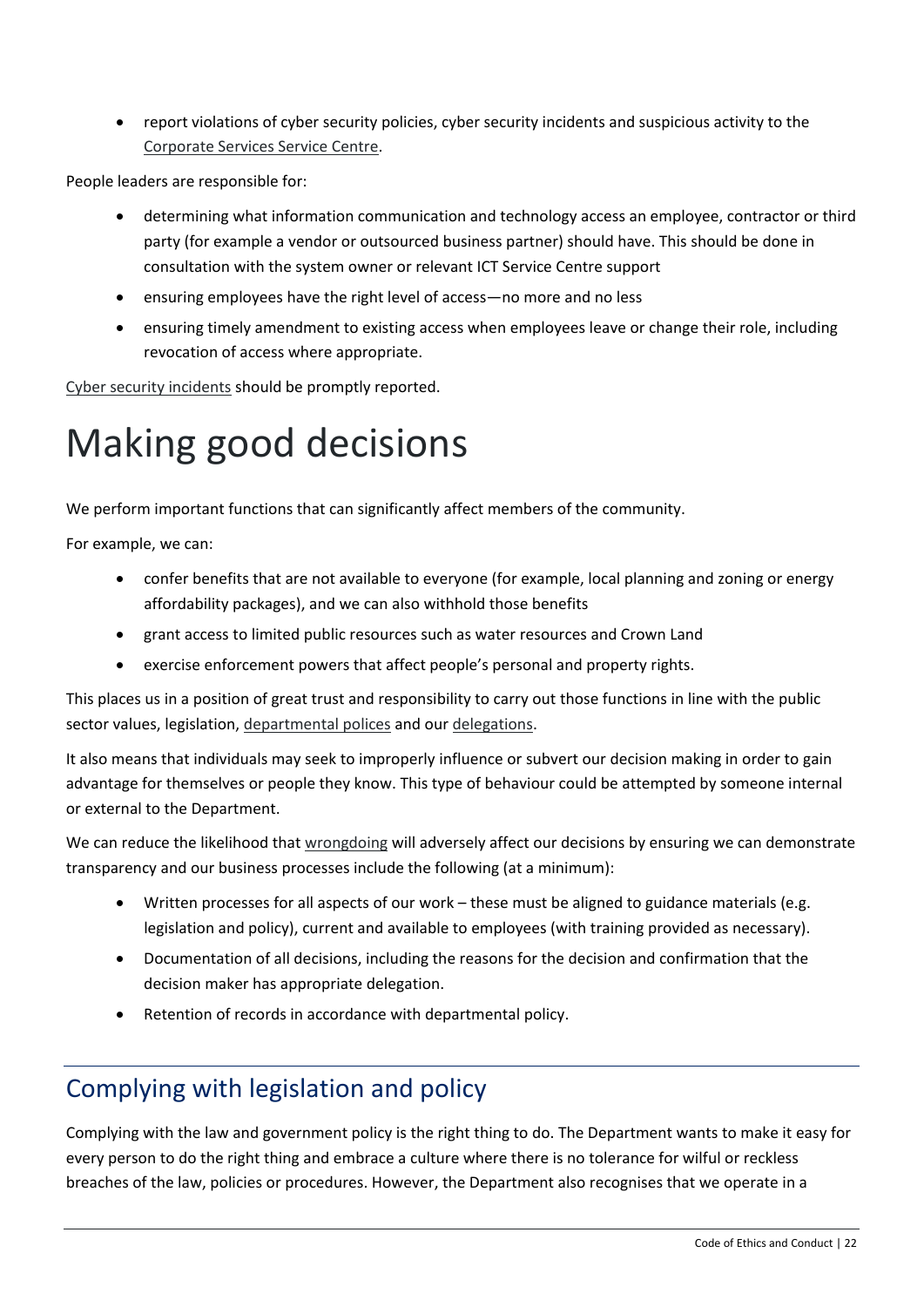- report violations of cyber security policies, cyber security incidents and suspicious activity to the Corporate Services Service Centre.

People leaders are responsible for:

- determining what information communication and technology access an employee, contractor or third party (for example a vendor or outsourced business partner) should have. This should be done in consultation with the system owner or relevant ICT Service Centre support
- ensuring employees have the right level of access—no more and no less
- ensuring timely amendment to existing access when employees leave or change their role, including revocation of access where appropriate.

Cyber security incidents should be promptly reported.

# Making good decisions

We perform important functions that can significantly affect members of the community.

For example, we can:

- confer benefits that are not available to everyone (for example, local planning and zoning or energy affordability packages), and we can also withhold those benefits
- grant access to limited public resources such as water resources and Crown Land
- exercise enforcement powers that affect people's personal and property rights.

This places us in a position of great trust and responsibility to carry out those functions in line with the public sector values, legislation, departmental polices and our delegations.

It also means that individuals may seek to improperly influence or subvert our decision making in order to gain advantage for themselves or people they know. This type of behaviour could be attempted by someone internal or external to the Department.

We can reduce the likelihood that wrongdoing will adversely affect our decisions by ensuring we can demonstrate transparency and our business processes include the following (at a minimum):

- Written processes for all aspects of our work – these must be aligned to guidance materials (e.g. legislation and policy), current and available to employees (with training provided as necessary).
- Documentation of all decisions, including the reasons for the decision and confirmation that the decision maker has appropriate delegation.
- Retention of records in accordance with departmental policy.

## Complying with legislation and policy

Complying with the law and government policy is the right thing to do. The Department wants to make it easy for every person to do the right thing and embrace a culture where there is no tolerance for wilful or reckless breaches of the law, policies or procedures. However, the Department also recognises that we operate in a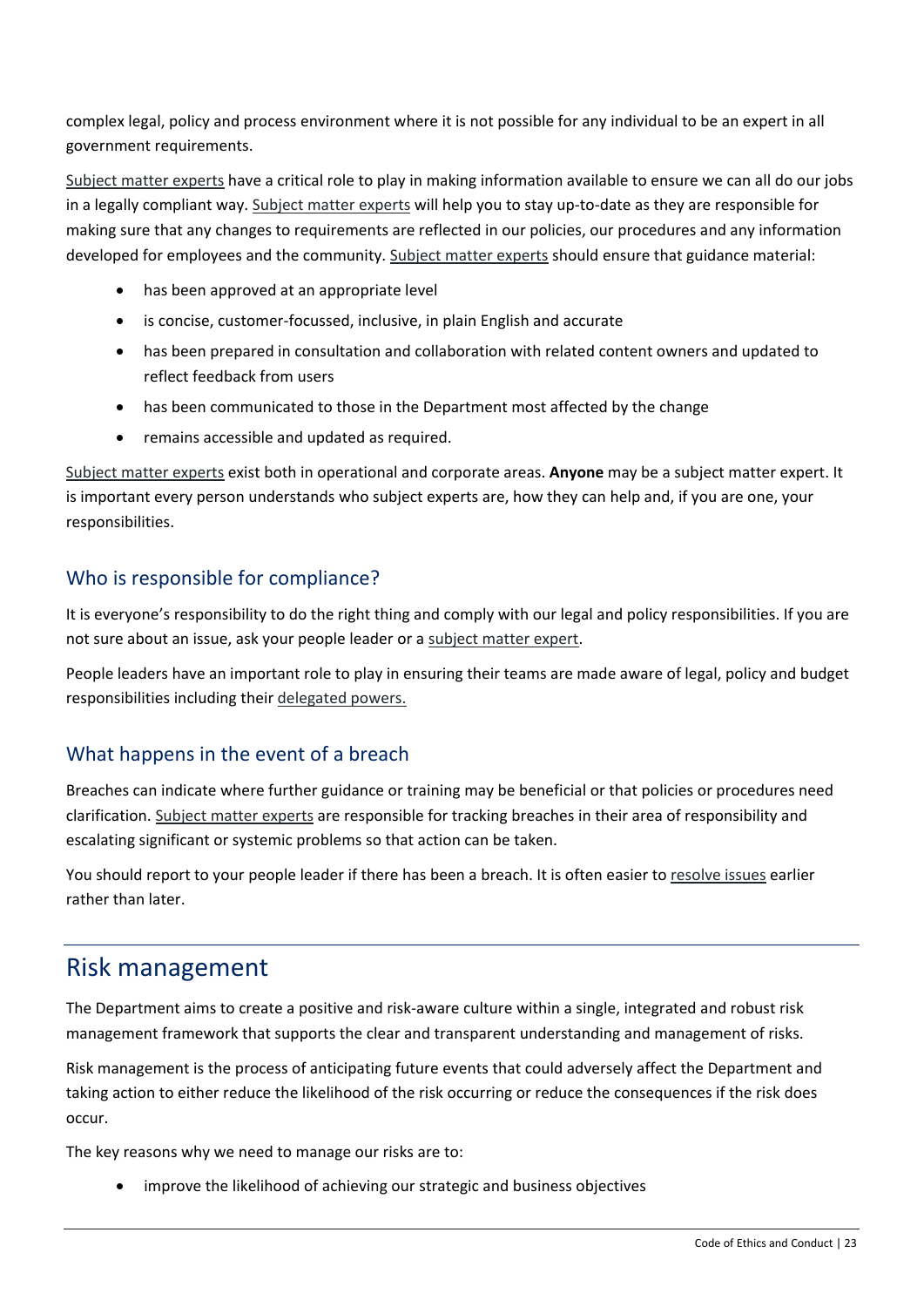complex legal, policy and process environment where it is not possible for any individual to be an expert in all government requirements.

Subject matter experts have a critical role to play in making information available to ensure we can all do our jobs in a legally compliant way. Subject matter experts will help you to stay up-to-date as they are responsible for making sure that any changes to requirements are reflected in our policies, our procedures and any information developed for employees and the community. Subject matter experts should ensure that guidance material:

- has been approved at an appropriate level
- is concise, customer-focussed, inclusive, in plain English and accurate
- has been prepared in consultation and collaboration with related content owners and updated to reflect feedback from users
- has been communicated to those in the Department most affected by the change
- remains accessible and updated as required.

Subject matter experts exist both in operational and corporate areas. **Anyone** may be a subject matter expert. It is important every person understands who subject experts are, how they can help and, if you are one, your responsibilities.

### Who is responsible for compliance?

It is everyone's responsibility to do the right thing and comply with our legal and policy responsibilities. If you are not sure about an issue, ask your people leader or a subject matter expert.

People leaders have an important role to play in ensuring their teams are made aware of legal, policy and budget responsibilities including their delegated powers.

### What happens in the event of a breach

Breaches can indicate where further guidance or training may be beneficial or that policies or procedures need clarification. Subject matter experts are responsible for tracking breaches in their area of responsibility and escalating significant or systemic problems so that action can be taken.

You should report to your people leader if there has been a breach. It is often easier to resolve issues earlier rather than later.

## Risk management

The Department aims to create a positive and risk-aware culture within a single, integrated and robust risk management framework that supports the clear and transparent understanding and management of risks.

Risk management is the process of anticipating future events that could adversely affect the Department and taking action to either reduce the likelihood of the risk occurring or reduce the consequences if the risk does occur.

The key reasons why we need to manage our risks are to:

- improve the likelihood of achieving our strategic and business objectives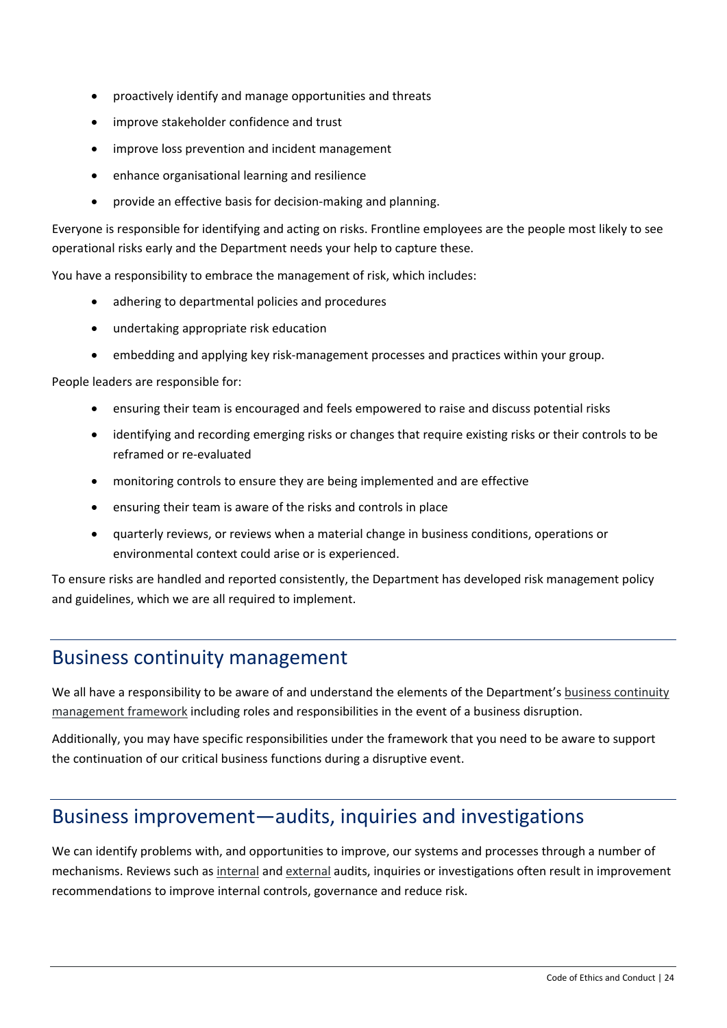- proactively identify and manage opportunities and threats
- improve stakeholder confidence and trust
- improve loss prevention and incident management
- enhance organisational learning and resilience
- provide an effective basis for decision-making and planning.

Everyone is responsible for identifying and acting on risks. Frontline employees are the people most likely to see operational risks early and the Department needs your help to capture these.

You have a responsibility to embrace the management of risk, which includes:

- adhering to departmental policies and procedures
- undertaking appropriate risk education
- embedding and applying key risk-management processes and practices within your group.

People leaders are responsible for:

- ensuring their team is encouraged and feels empowered to raise and discuss potential risks
- identifying and recording emerging risks or changes that require existing risks or their controls to be reframed or re-evaluated
- monitoring controls to ensure they are being implemented and are effective
- ensuring their team is aware of the risks and controls in place
- quarterly reviews, or reviews when a material change in business conditions, operations or environmental context could arise or is experienced.

To ensure risks are handled and reported consistently, the Department has developed risk management policy and guidelines, which we are all required to implement.

## Business continuity management

We all have a responsibility to be aware of and understand the elements of the Department's business continuity management framework including roles and responsibilities in the event of a business disruption.

Additionally, you may have specific responsibilities under the framework that you need to be aware to support the continuation of our critical business functions during a disruptive event.

## Business improvement—audits, inquiries and investigations

We can identify problems with, and opportunities to improve, our systems and processes through a number of mechanisms. Reviews such as internal and external audits, inquiries or investigations often result in improvement recommendations to improve internal controls, governance and reduce risk.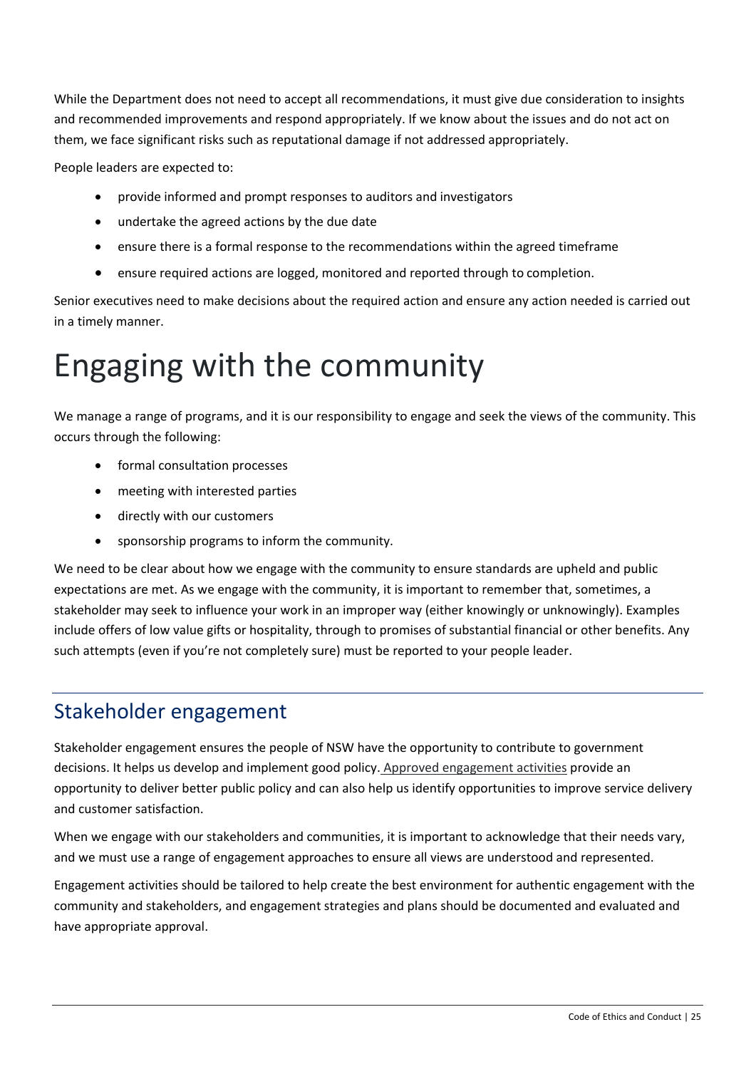While the Department does not need to accept all recommendations, it must give due consideration to insights and recommended improvements and respond appropriately. If we know about the issues and do not act on them, we face significant risks such as reputational damage if not addressed appropriately.

People leaders are expected to:

- provide informed and prompt responses to auditors and investigators
- undertake the agreed actions by the due date
- ensure there is a formal response to the recommendations within the agreed timeframe
- ensure required actions are logged, monitored and reported through to completion.

Senior executives need to make decisions about the required action and ensure any action needed is carried out in a timely manner.

# Engaging with the community

We manage a range of programs, and it is our responsibility to engage and seek the views of the community. This occurs through the following:

- formal consultation processes
- meeting with interested parties
- directly with our customers
- sponsorship programs to inform the community.

We need to be clear about how we engage with the community to ensure standards are upheld and public expectations are met. As we engage with the community, it is important to remember that, sometimes, a stakeholder may seek to influence your work in an improper way (either knowingly or unknowingly). Examples include offers of low value gifts or hospitality, through to promises of substantial financial or other benefits. Any such attempts (even if you're not completely sure) must be reported to your people leader.

## Stakeholder engagement

Stakeholder engagement ensures the people of NSW have the opportunity to contribute to government decisions. It helps us develop and implement good policy. Approved engagement activities provide an opportunity to deliver better public policy and can also help us identify opportunities to improve service delivery and customer satisfaction.

When we engage with our stakeholders and communities, it is important to acknowledge that their needs vary, and we must use a range of engagement approaches to ensure all views are understood and represented.

Engagement activities should be tailored to help create the best environment for authentic engagement with the community and stakeholders, and engagement strategies and plans should be documented and evaluated and have appropriate approval.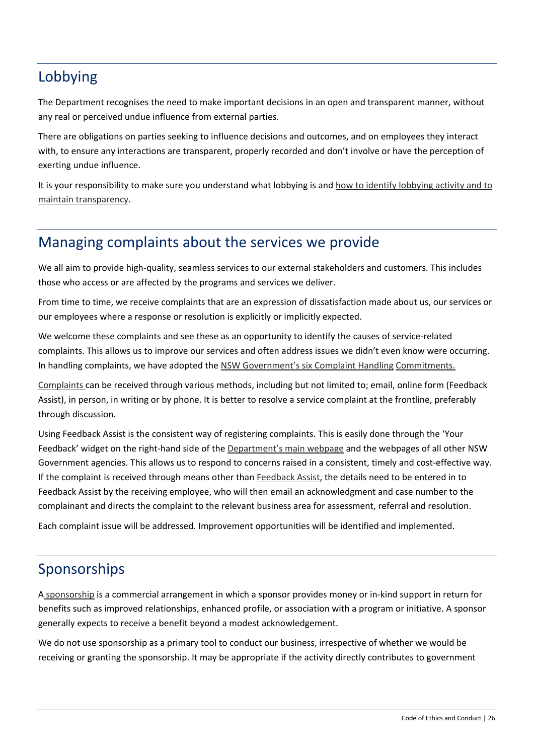## Lobbying

The Department recognises the need to make important decisions in an open and transparent manner, without any real or perceived undue influence from external parties.

There are obligations on parties seeking to influence decisions and outcomes, and on employees they interact with, to ensure any interactions are transparent, properly recorded and don't involve or have the perception of exerting undue influence.

It is your responsibility to make sure you understand what lobbying is and how to identify lobbying activity and to maintain transparency.

## Managing complaints about the services we provide

We all aim to provide high-quality, seamless services to our external stakeholders and customers. This includes those who access or are affected by the programs and services we deliver.

From time to time, we receive complaints that are an expression of dissatisfaction made about us, our services or our employees where a response or resolution is explicitly or implicitly expected.

We welcome these complaints and see these as an opportunity to identify the causes of service-related complaints. This allows us to improve our services and often address issues we didn't even know were occurring. In handling complaints, we have adopted the NSW Government's six Complaint Handling Commitments.

Complaints can be received through various methods, including but not limited to; email, online form (Feedback Assist), in person, in writing or by phone. It is better to resolve a service complaint at the frontline, preferably through discussion.

Using Feedback Assist is the consistent way of registering complaints. This is easily done through the 'Your Feedback' widget on the right-hand side of the Department's main webpage and the webpages of all other NSW Government agencies. This allows us to respond to concerns raised in a consistent, timely and cost-effective way. If the complaint is received through means other than Feedback Assist, the details need to be entered in to Feedback Assist by the receiving employee, who will then email an acknowledgment and case number to the complainant and directs the complaint to the relevant business area for assessment, referral and resolution.

Each complaint issue will be addressed. Improvement opportunities will be identified and implemented.

## Sponsorships

A sponsorship is a commercial arrangement in which a sponsor provides money or in-kind support in return for benefits such as improved relationships, enhanced profile, or association with a program or initiative. A sponsor generally expects to receive a benefit beyond a modest acknowledgement.

We do not use sponsorship as a primary tool to conduct our business, irrespective of whether we would be receiving or granting the sponsorship. It may be appropriate if the activity directly contributes to government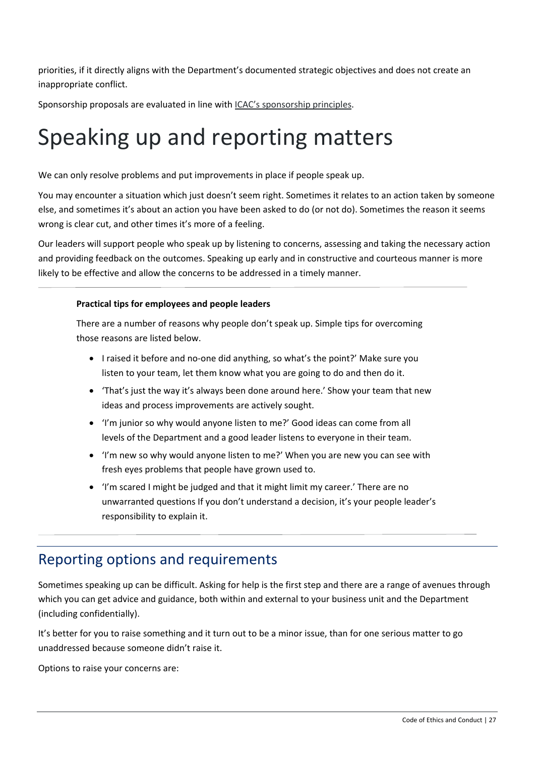priorities, if it directly aligns with the Department's documented strategic objectives and does not create an inappropriate conflict.

Sponsorship proposals are evaluated in line with ICAC's sponsorship principles.

# Speaking up and reporting matters

We can only resolve problems and put improvements in place if people speak up.

You may encounter a situation which just doesn't seem right. Sometimes it relates to an action taken by someone else, and sometimes it's about an action you have been asked to do (or not do). Sometimes the reason it seems wrong is clear cut, and other times it's more of a feeling.

Our leaders will support people who speak up by listening to concerns, assessing and taking the necessary action and providing feedback on the outcomes. Speaking up early and in constructive and courteous manner is more likely to be effective and allow the concerns to be addressed in a timely manner.

**Practical tips for employees and people leaders**

There are a number of reasons why people don't speak up. Simple tips for overcoming those reasons are listed below.

- I raised it before and no-one did anything, so what's the point?' Make sure you listen to your team, let them know what you are going to do and then do it.
- 'That's just the way it's always been done around here.' Show your team that new ideas and process improvements are actively sought.
- 'I'm junior so why would anyone listen to me?' Good ideas can come from all levels of the Department and a good leader listens to everyone in their team.
- 'I'm new so why would anyone listen to me?' When you are new you can see with fresh eyes problems that people have grown used to.
- 'I'm scared I might be judged and that it might limit my career.' There are no unwarranted questions If you don't understand a decision, it's your people leader's responsibility to explain it.

## Reporting options and requirements

Sometimes speaking up can be difficult. Asking for help is the first step and there are a range of avenues through which you can get advice and guidance, both within and external to your business unit and the Department (including confidentially).

It's better for you to raise something and it turn out to be a minor issue, than for one serious matter to go unaddressed because someone didn't raise it.

Options to raise your concerns are: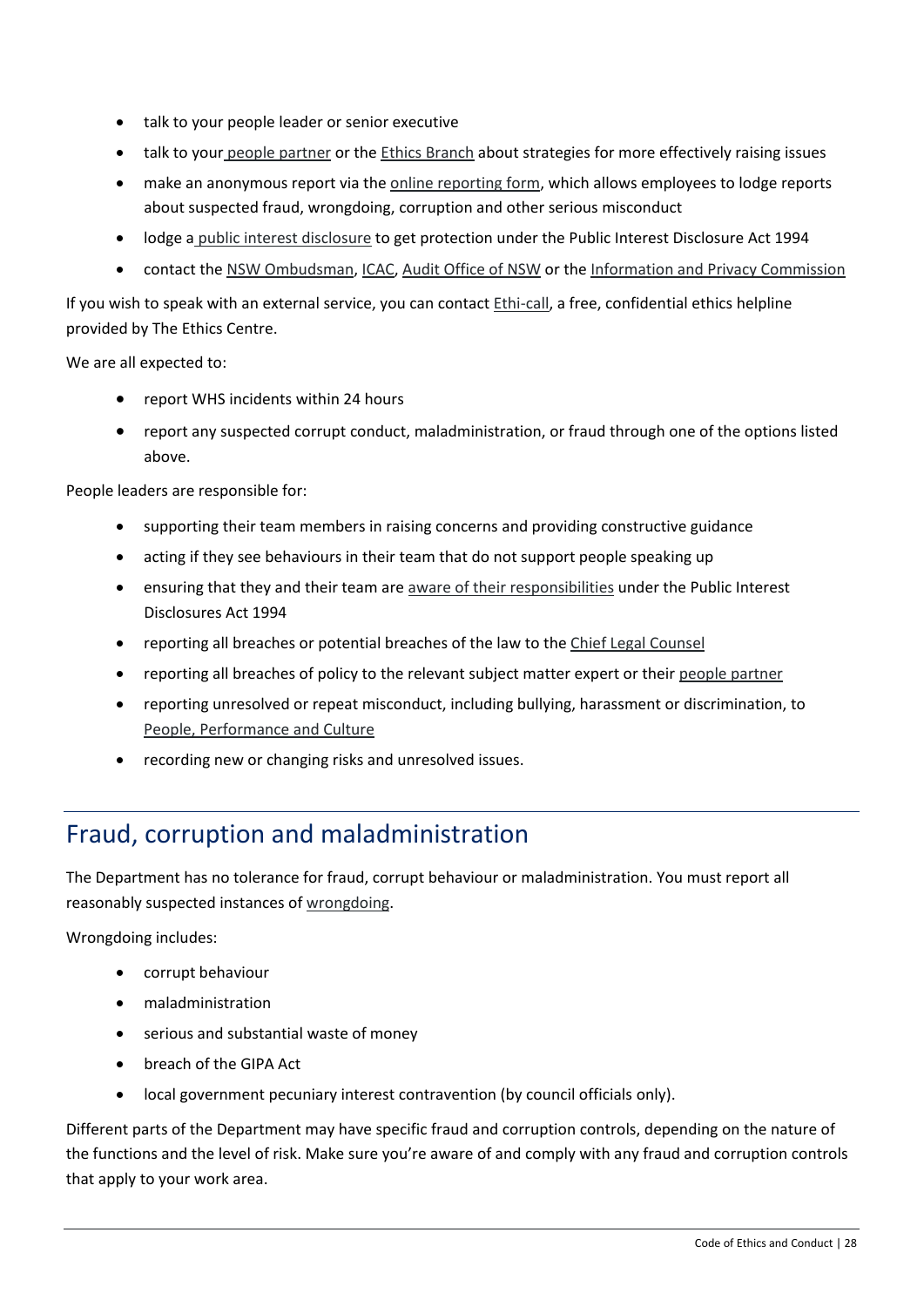- talk to your people leader or senior executive
- talk to your people partner or the Ethics Branch about strategies for more effectively raising issues
- make an anonymous report via the online reporting form, which allows employees to lodge reports about suspected fraud, wrongdoing, corruption and other serious misconduct
- lodge a public interest disclosure to get protection under the Public Interest Disclosure Act 1994
- contact the NSW Ombudsman, ICAC, Audit Office of NSW or the Information and Privacy Commission

If you wish to speak with an external service, you can contact Ethi-call, a free, confidential ethics helpline provided by The Ethics Centre.

We are all expected to:

- report WHS incidents within 24 hours
- report any suspected corrupt conduct, maladministration, or fraud through one of the options listed above.

People leaders are responsible for:

- supporting their team members in raising concerns and providing constructive guidance
- acting if they see behaviours in their team that do not support people speaking up
- ensuring that they and their team are aware of their responsibilities under the Public Interest Disclosures Act 1994
- reporting all breaches or potential breaches of the law to the Chief Legal Counsel
- reporting all breaches of policy to the relevant subject matter expert or their people partner
- reporting unresolved or repeat misconduct, including bullying, harassment or discrimination, to People, Performance and Culture
- recording new or changing risks and unresolved issues.

## Fraud, corruption and maladministration

The Department has no tolerance for fraud, corrupt behaviour or maladministration. You must report all reasonably suspected instances of wrongdoing.

Wrongdoing includes:

- corrupt behaviour
- maladministration
- serious and substantial waste of money
- breach of the GIPA Act
- local government pecuniary interest contravention (by council officials only).

Different parts of the Department may have specific fraud and corruption controls, depending on the nature of the functions and the level of risk. Make sure you're aware of and comply with any fraud and corruption controls that apply to your work area.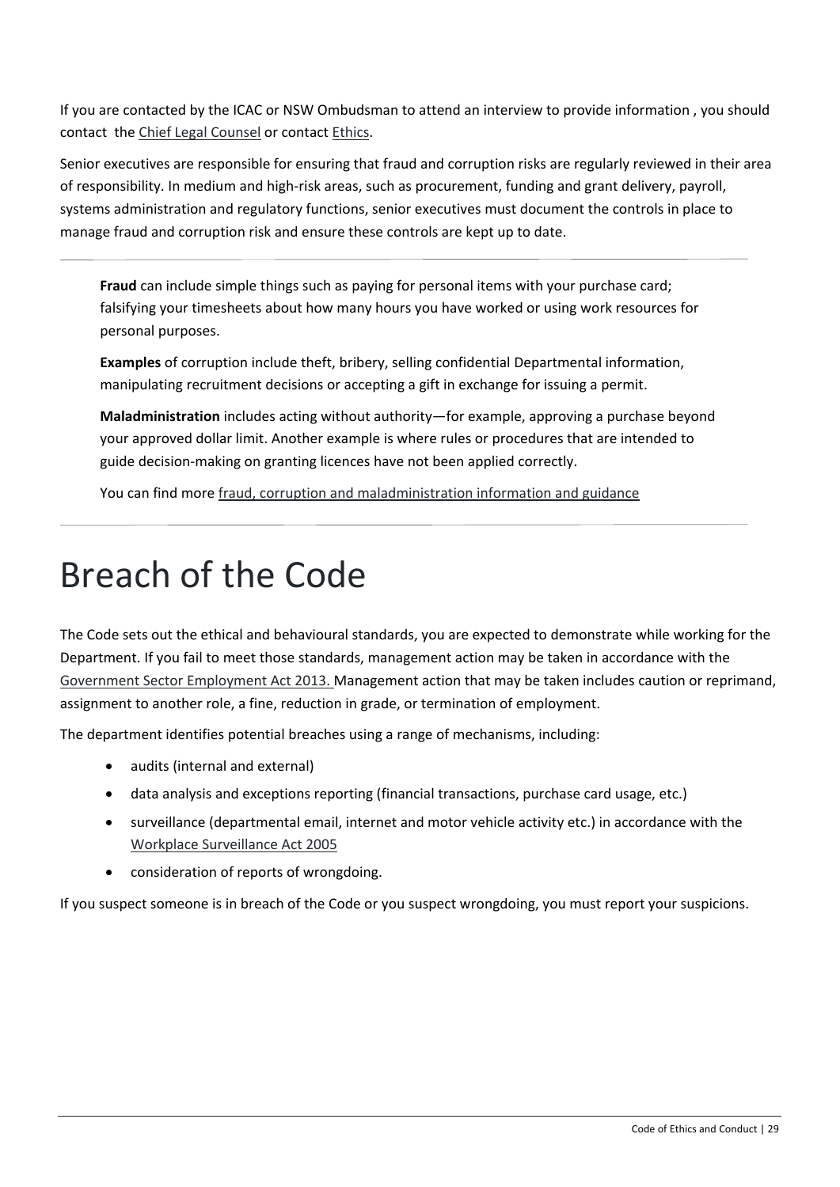If you are contacted by the ICAC or NSW Ombudsman to attend an interview to provide information , you should contact the Chief Legal Counsel or contact Ethics.

Senior executives are responsible for ensuring that fraud and corruption risks are regularly reviewed in their area of responsibility. In medium and high-risk areas, such as procurement, funding and grant delivery, payroll, systems administration and regulatory functions, senior executives must document the controls in place to manage fraud and corruption risk and ensure these controls are kept up to date.

---

**Fraud** can include simple things such as paying for personal items with your purchase card; falsifying your timesheets about how many hours you have worked or using work resources for personal purposes.

**Examples** of corruption include theft, bribery, selling confidential Departmental information, manipulating recruitment decisions or accepting a gift in exchange for issuing a permit.

**Maladministration** includes acting without authority—for example, approving a purchase beyond your approved dollar limit. Another example is where rules or procedures that are intended to guide decision-making on granting licences have not been applied correctly.

You can find more fraud, corruption and maladministration information and guidance

---

# Breach of the Code

The Code sets out the ethical and behavioural standards, you are expected to demonstrate while working for the Department. If you fail to meet those standards, management action may be taken in accordance with the Government Sector Employment Act 2013. Management action that may be taken includes caution or reprimand, assignment to another role, a fine, reduction in grade, or termination of employment.

The department identifies potential breaches using a range of mechanisms, including:

- audits (internal and external)
- data analysis and exceptions reporting (financial transactions, purchase card usage, etc.)
- surveillance (departmental email, internet and motor vehicle activity etc.) in accordance with the Workplace Surveillance Act 2005
- consideration of reports of wrongdoing.

If you suspect someone is in breach of the Code or you suspect wrongdoing, you must report your suspicions.